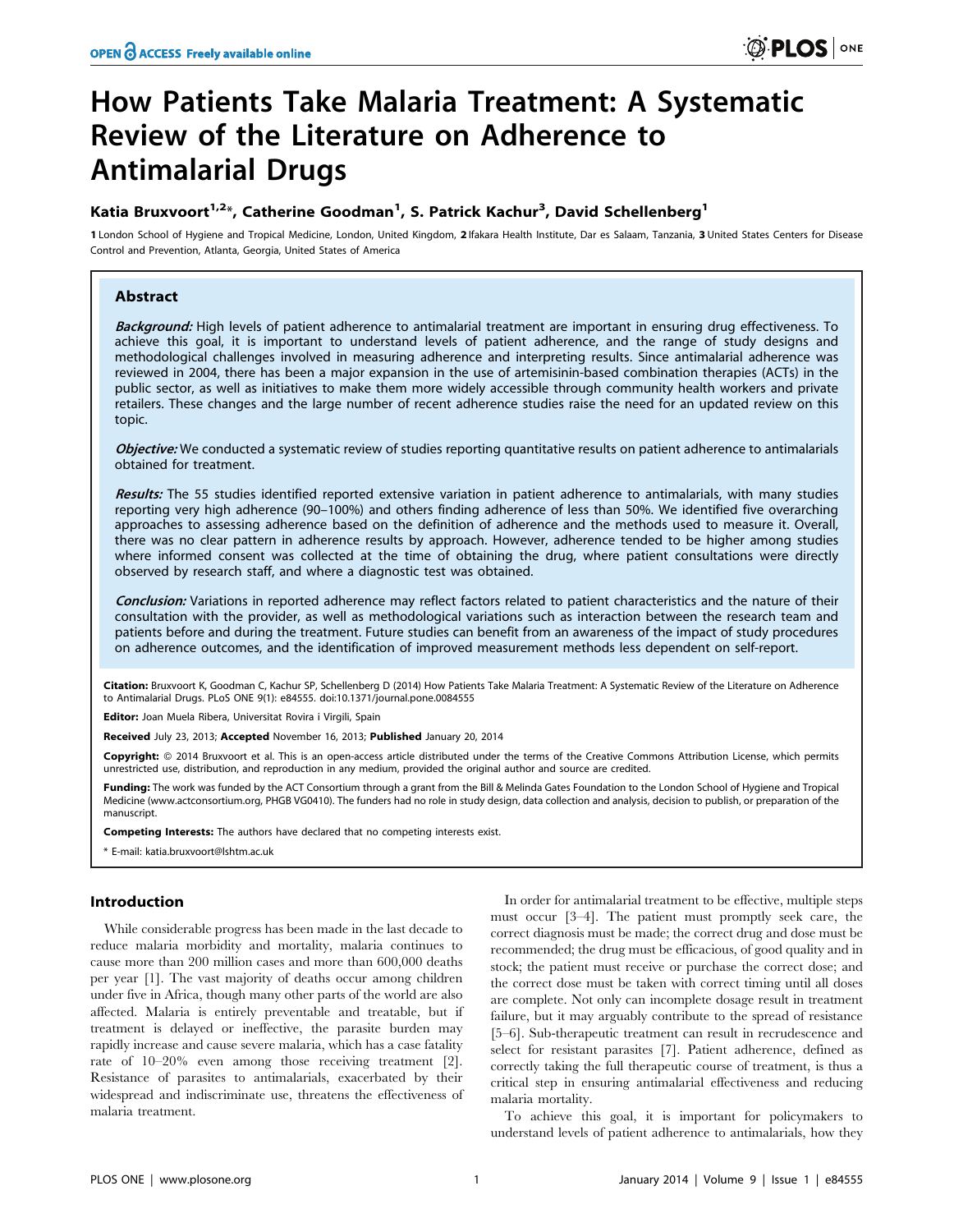# How Patients Take Malaria Treatment: A Systematic Review of the Literature on Adherence to Antimalarial Drugs

**Katia Bruxvoort[1,2]*, Catherine Goodman[1], S. Patrick Kachur[3], David Schellenberg[1]**

1 London School of Hygiene and Tropical Medicine, London, United Kingdom, 2 Ifakara Health Institute, Dar es Salaam, Tanzania, 3 United States Centers for Disease Control and Prevention, Atlanta, Georgia, United States of America

## Abstract

***Background:*** High levels of patient adherence to antimalarial treatment are important in ensuring drug effectiveness. To achieve this goal, it is important to understand levels of patient adherence, and the range of study designs and methodological challenges involved in measuring adherence and interpreting results. Since antimalarial adherence was reviewed in 2004, there has been a major expansion in the use of artemisinin-based combination therapies (ACTs) in the public sector, as well as initiatives to make them more widely accessible through community health workers and private retailers. These changes and the large number of recent adherence studies raise the need for an updated review on this topic.

***Objective:*** We conducted a systematic review of studies reporting quantitative results on patient adherence to antimalarials obtained for treatment.

***Results:*** The 55 studies identified reported extensive variation in patient adherence to antimalarials, with many studies reporting very high adherence (90–100%) and others finding adherence of less than 50%. We identified five overarching approaches to assessing adherence based on the definition of adherence and the methods used to measure it. Overall, there was no clear pattern in adherence results by approach. However, adherence tended to be higher among studies where informed consent was collected at the time of obtaining the drug, where patient consultations were directly observed by research staff, and where a diagnostic test was obtained.

***Conclusion:*** Variations in reported adherence may reflect factors related to patient characteristics and the nature of their consultation with the provider, as well as methodological variations such as interaction between the research team and patients before and during the treatment. Future studies can benefit from an awareness of the impact of study procedures on adherence outcomes, and the identification of improved measurement methods less dependent on self-report.

**Citation:** Bruxvoort K, Goodman C, Kachur SP, Schellenberg D (2014) How Patients Take Malaria Treatment: A Systematic Review of the Literature on Adherence to Antimalarial Drugs. PLoS ONE 9(1): e84555. doi:10.1371/journal.pone.0084555

**Editor:** Joan Muela Ribera, Universitat Rovira i Virgili, Spain

**Received** July 23, 2013; **Accepted** November 16, 2013; **Published** January 20, 2014

**Copyright:** © 2014 Bruxvoort et al. This is an open-access article distributed under the terms of the Creative Commons Attribution License, which permits unrestricted use, distribution, and reproduction in any medium, provided the original author and source are credited.

**Funding:** The work was funded by the ACT Consortium through a grant from the Bill & Melinda Gates Foundation to the London School of Hygiene and Tropical Medicine (www.actconsortium.org, PHGB VG0410). The funders had no role in study design, data collection and analysis, decision to publish, or preparation of the manuscript.

**Competing Interests:** The authors have declared that no competing interests exist.

\* E-mail: katia.bruxvoort@lshtm.ac.uk

## Introduction

While considerable progress has been made in the last decade to reduce malaria morbidity and mortality, malaria continues to cause more than 200 million cases and more than 600,000 deaths per year [1]. The vast majority of deaths occur among children under five in Africa, though many other parts of the world are also affected. Malaria is entirely preventable and treatable, but if treatment is delayed or ineffective, the parasite burden may rapidly increase and cause severe malaria, which has a case fatality rate of 10–20% even among those receiving treatment [2]. Resistance of parasites to antimalarials, exacerbated by their widespread and indiscriminate use, threatens the effectiveness of malaria treatment.

In order for antimalarial treatment to be effective, multiple steps must occur [3–4]. The patient must promptly seek care, the correct diagnosis must be made; the correct drug and dose must be recommended; the drug must be efficacious, of good quality and in stock; the patient must receive or purchase the correct dose; and the correct dose must be taken with correct timing until all doses are complete. Not only can incomplete dosage result in treatment failure, but it may arguably contribute to the spread of resistance [5–6]. Sub-therapeutic treatment can result in recrudescence and select for resistant parasites [7]. Patient adherence, defined as correctly taking the full therapeutic course of treatment, is thus a critical step in ensuring antimalarial effectiveness and reducing malaria mortality.

To achieve this goal, it is important for policymakers to understand levels of patient adherence to antimalarials, how they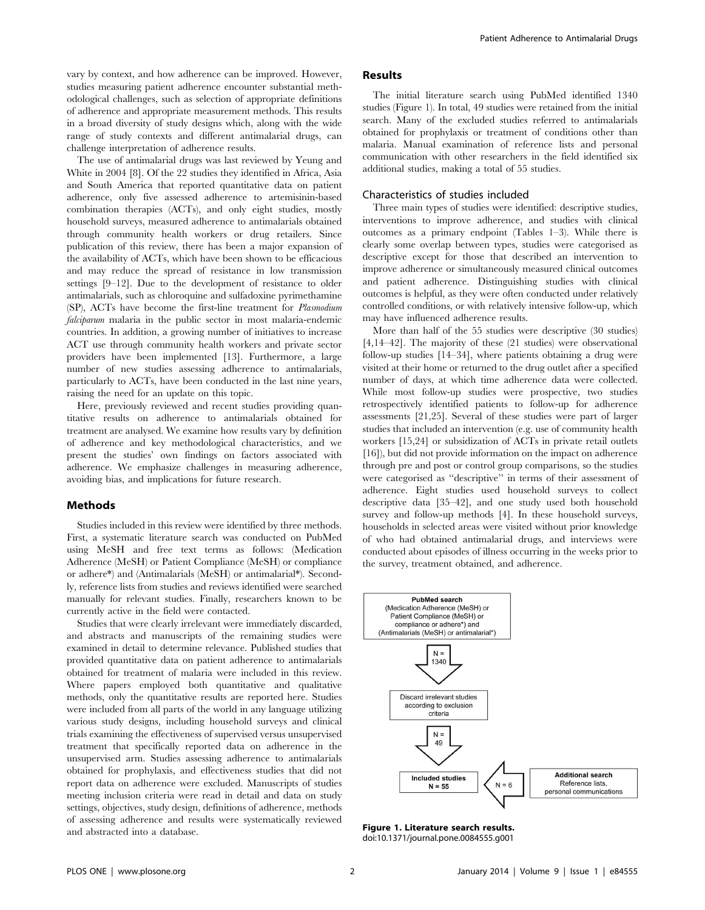vary by context, and how adherence can be improved. However, studies measuring patient adherence encounter substantial methodological challenges, such as selection of appropriate definitions of adherence and appropriate measurement methods. This results in a broad diversity of study designs which, along with the wide range of study contexts and different antimalarial drugs, can challenge interpretation of adherence results.

The use of antimalarial drugs was last reviewed by Yeung and White in 2004 [8]. Of the 22 studies they identified in Africa, Asia and South America that reported quantitative data on patient adherence, only five assessed adherence to artemisinin-based combination therapies (ACTs), and only eight studies, mostly household surveys, measured adherence to antimalarials obtained through community health workers or drug retailers. Since publication of this review, there has been a major expansion of the availability of ACTs, which have been shown to be efficacious and may reduce the spread of resistance in low transmission settings [9–12]. Due to the development of resistance to older antimalarials, such as chloroquine and sulfadoxine pyrimethamine (SP), ACTs have become the first-line treatment for *Plasmodium falciparum* malaria in the public sector in most malaria-endemic countries. In addition, a growing number of initiatives to increase ACT use through community health workers and private sector providers have been implemented [13]. Furthermore, a large number of new studies assessing adherence to antimalarials, particularly to ACTs, have been conducted in the last nine years, raising the need for an update on this topic.

Here, previously reviewed and recent studies providing quantitative results on adherence to antimalarials obtained for treatment are analysed. We examine how results vary by definition of adherence and key methodological characteristics, and we present the studies' own findings on factors associated with adherence. We emphasize challenges in measuring adherence, avoiding bias, and implications for future research.

## Methods

Studies included in this review were identified by three methods. First, a systematic literature search was conducted on PubMed using MeSH and free text terms as follows: (Medication Adherence (MeSH) or Patient Compliance (MeSH) or compliance or adhere*) and (Antimalarials (MeSH) or antimalarial*). Secondly, reference lists from studies and reviews identified were searched manually for relevant studies. Finally, researchers known to be currently active in the field were contacted.

Studies that were clearly irrelevant were immediately discarded, and abstracts and manuscripts of the remaining studies were examined in detail to determine relevance. Published studies that provided quantitative data on patient adherence to antimalarials obtained for treatment of malaria were included in this review. Where papers employed both quantitative and qualitative methods, only the quantitative results are reported here. Studies were included from all parts of the world in any language utilizing various study designs, including household surveys and clinical trials examining the effectiveness of supervised versus unsupervised treatment that specifically reported data on adherence in the unsupervised arm. Studies assessing adherence to antimalarials obtained for prophylaxis, and effectiveness studies that did not report data on adherence were excluded. Manuscripts of studies meeting inclusion criteria were read in detail and data on study settings, objectives, study design, definitions of adherence, methods of assessing adherence and results were systematically reviewed and abstracted into a database.

## Results

The initial literature search using PubMed identified 1340 studies (Figure 1). In total, 49 studies were retained from the initial search. Many of the excluded studies referred to antimalarials obtained for prophylaxis or treatment of conditions other than malaria. Manual examination of reference lists and personal communication with other researchers in the field identified six additional studies, making a total of 55 studies.

### Characteristics of studies included

Three main types of studies were identified: descriptive studies, interventions to improve adherence, and studies with clinical outcomes as a primary endpoint (Tables 1–3). While there is clearly some overlap between types, studies were categorised as descriptive except for those that described an intervention to improve adherence or simultaneously measured clinical outcomes and patient adherence. Distinguishing studies with clinical outcomes is helpful, as they were often conducted under relatively controlled conditions, or with relatively intensive follow-up, which may have influenced adherence results.

More than half of the 55 studies were descriptive (30 studies) [4,14–42]. The majority of these (21 studies) were observational follow-up studies [14–34], where patients obtaining a drug were visited at their home or returned to the drug outlet after a specified number of days, at which time adherence data were collected. While most follow-up studies were prospective, two studies retrospectively identified patients to follow-up for adherence assessments [21,25]. Several of these studies were part of larger studies that included an intervention (e.g. use of community health workers [15,24] or subsidization of ACTs in private retail outlets [16]), but did not provide information on the impact on adherence through pre and post or control group comparisons, so the studies were categorised as "descriptive" in terms of their assessment of adherence. Eight studies used household surveys to collect descriptive data [35–42], and one study used both household survey and follow-up methods [4]. In these household surveys, households in selected areas were visited without prior knowledge of who had obtained antimalarial drugs, and interviews were conducted about episodes of illness occurring in the weeks prior to the survey, treatment obtained, and adherence.

PubMed search (Medication Adherence (MeSH) or Patient Compliance (MeSH) or compliance or adhere*) and (Antimalarials (MeSH) or antimalarial*)

N = 1340

Discard irrelevant studies according to exclusion criteria

N = 49

Included studies N = 55

N = 6

Additional search Reference lists, personal communications

**Figure 1. Literature search results.**
doi:10.1371/journal.pone.0084555.g001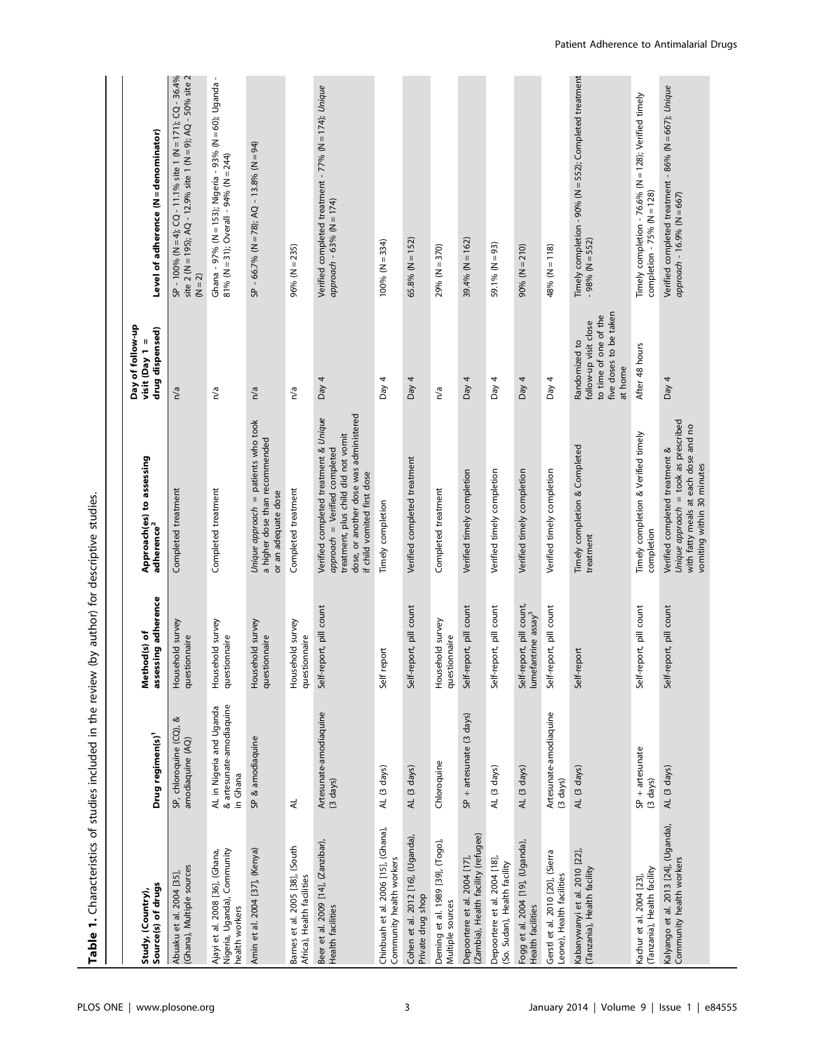**Table 1.** Characteristics of studies included in the review (by author) for descriptive studies.

| Study, (Country), Source(s) of drugs | Drug regimen(s)[1] | Method(s) of assessing adherence | Approach(es) to assessing adherence[2] | Day of follow-up visit (Day 1 = drug dispensed) | Level of adherence (N = denominator) |
|---|---|---|---|---|---|
| Abuaku et al. 2004 [35], (Ghana), Multiple sources | SP, chloroquine (CQ), & amodiaquine (AQ) | Household survey questionnaire | Completed treatment | n/a | SP - 100% (N = 4); CQ - 11.1% site 1 (N = 171); CQ - 36.4% site 2 (N = 195); AQ - 12.9% site 1 (N = 9); AQ - 50% site 2 (N = 2) |
| Ajayi et al. 2008 [36], (Ghana, Nigeria, Uganda), Community health workers | AL in Nigeria and Uganda & artesunate-amodiaquine in Ghana | Household survey questionnaire | Completed treatment | n/a | Ghana - 97% (N = 153); Nigeria - 93% (N = 60); Uganda - 81% (N = 31); Overall - 94% (N = 244) |
| Amin et al. 2004 [37], (Kenya) | SP & amodiaquine | Household survey questionnaire | *Unique approach* = patients who took a higher dose than recommended or an adequate dose | n/a | SP - 66.7% (N = 78); AQ - 13.8% (N = 94) |
| Barnes et al. 2005 [38], (South Africa), Health facilities | AL | Household survey questionnaire | Completed treatment | n/a | 96% (N = 235) |
| Beer et al. 2009 [14], (Zanzibar), Health facilities | Artesunate-amodiaquine (3 days) | Self-report, pill count | Verified completed treatment & *Unique approach* = Verified completed treatment, plus child did not vomit dose, or another dose was administered if child vomited first dose | Day 4 | Verified completed treatment - 77% (N = 174); *Unique approach* - 63% (N = 174) |
| Chinbuah et al. 2006 [15], (Ghana), Community health workers | AL (3 days) | Self report | Timely completion | Day 4 | 100% (N = 334) |
| Cohen et al. 2012 [16], (Uganda), Private drug shop | AL (3 days) | Self-report, pill count | Verified completed treatment | Day 4 | 65.8% (N = 152) |
| Deming et al. 1989 [39], (Togo), Multiple sources | Chloroquine | Household survey questionnaire | Completed treatment | n/a | 29% (N = 370) |
| Depoortere et al. 2004 [17], (Zambia), Health facility (refugee) | SP + artesunate (3 days) | Self-report, pill count | Verified timely completion | Day 4 | 39.4% (N = 162) |
| Depoortere et al. 2004 [18], (So. Sudan), Health facility | AL (3 days) | Self-report, pill count | Verified timely completion | Day 4 | 59.1% (N = 93) |
| Fogg et al. 2004 [19], (Uganda), Health facilities | AL (3 days) | Self-report, pill count, lumefantrine assay[3] | Verified timely completion | Day 4 | 90% (N = 210) |
| Gerstl et al. 2010 [20], (Sierra Leone), Health facilities | Artesunate-amodiaquine (3 days) | Self-report, pill count | Verified timely completion | Day 4 | 48% (N = 118) |
| Kabanywanyi et al. 2010 [22], (Tanzania), Health facility | AL (3 days) | Self-report | Timely completion & Completed treatment | Randomized to follow-up visit close to time of one of the five doses to be taken at home | Timely completion - 90% (N = 552); Completed treatment - 98% (N = 552) |
| Kachur et al. 2004 [23], (Tanzania), Health facility | SP + artesunate (3 days) | Self-report, pill count | Timely completion & Verified timely completion | After 48 hours | Timely completion - 76.6% (N = 128); Verified timely completion - 75% (N = 128) |
| Kalyango et al. 2013 [24], (Uganda), Community health workers | AL (3 days) | Self-report, pill count | Verified completed treatment & *Unique approach* = took as prescribed with fatty meals at each dose and no vomiting within 30 minutes | Day 4 | Verified completed treatment - 86% (N = 667); *Unique approach* - 16.9% (N = 667) |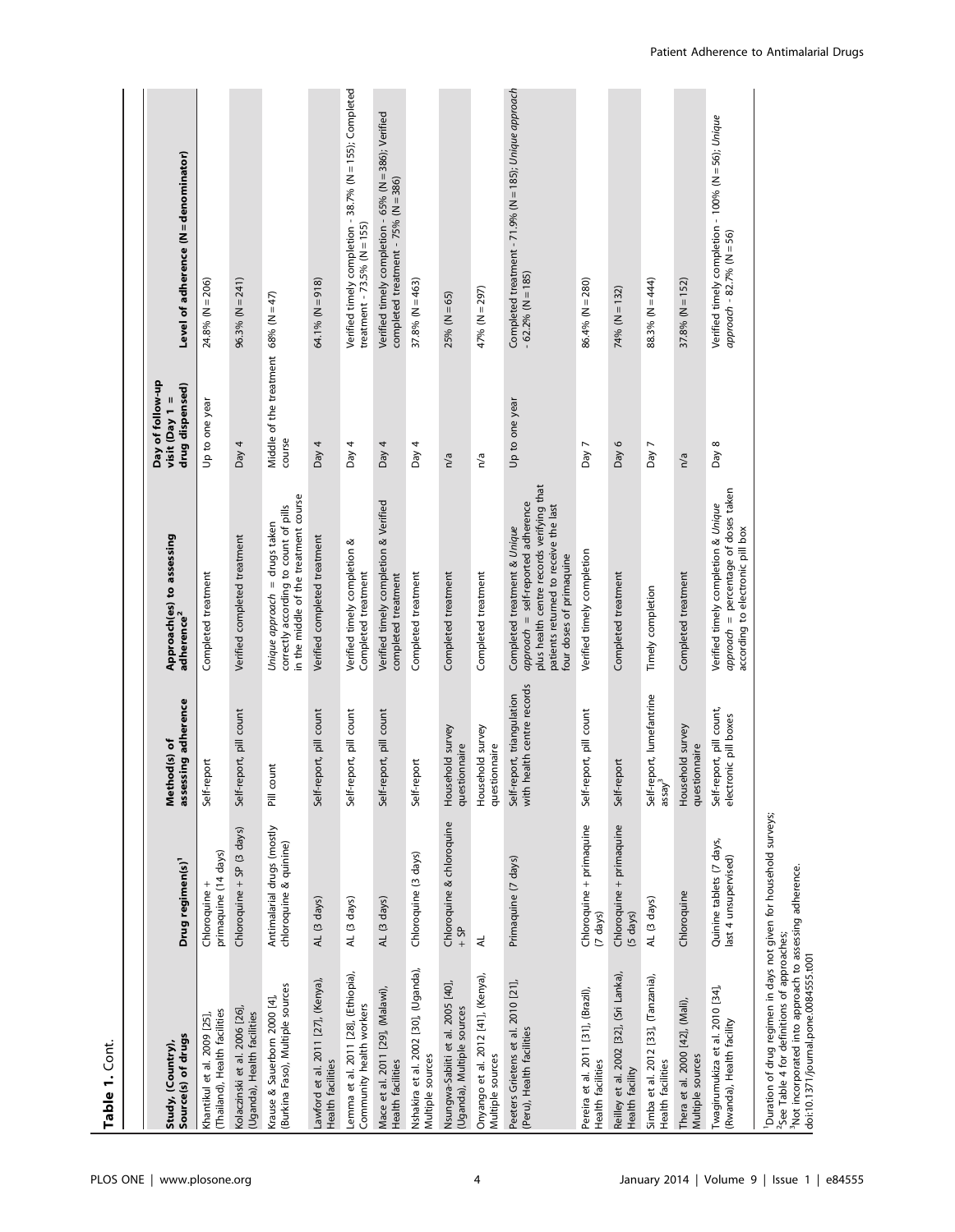**Table 1.** Cont.

| Study, (Country), Source(s) of drugs | Drug regimen(s)[1] | Method(s) of assessing adherence | Approach(es) to assessing adherence[2] | Day of follow-up visit (Day 1 = drug dispensed) | Level of adherence (N = denominator) |
|---|---|---|---|---|---|
| Khantikul et al. 2009 [25], (Thailand), Health facilities | Chloroquine + primaquine (14 days) | Self-report | Completed treatment | Up to one year | 24.8% (N = 206) |
| Kolaczinski et al. 2006 [26], (Uganda), Health facilities | Chloroquine + SP (3 days) | Self-report, pill count | Verified completed treatment | Day 4 | 96.3% (N = 241) |
| Krause & Sauerborn 2000 [4], (Burkina Faso), Multiple sources | Antimalarial drugs (mostly chloroquine & quinine) | Pill count | *Unique approach* = drugs taken correctly according to count of pills in the middle of the treatment course | Middle of the treatment course | 68% (N = 47) |
| Lawford et al. 2011 [27], (Kenya), Health facilities | AL (3 days) | Self-report, pill count | Verified completed treatment | Day 4 | 64.1% (N = 918) |
| Lemma et al. 2011 [28], (Ethiopia), Community health workers | AL (3 days) | Self-report, pill count | Verified timely completion & Completed treatment | Day 4 | Verified timely completion - 38.7% (N = 155); Completed treatment - 73.5% (N = 155) |
| Mace et al. 2011 [29], (Malawi), Health facilities | AL (3 days) | Self-report, pill count | Verified timely completion & Verified completed treatment | Day 4 | Verified timely completion - 65% (N = 386); Verified completed treatment - 75% (N = 386) |
| Nshakira et al. 2002 [30], (Uganda), Multiple sources | Chloroquine (3 days) | Self-report | Completed treatment | Day 4 | 37.8% (N = 463) |
| Nsungwa-Sabiiti et al. 2005 [40], (Uganda), Multiple sources | Chloroquine & chloroquine + SP | Household survey questionnaire | Completed treatment | n/a | 25% (N = 65) |
| Onyango et al. 2012 [41], (Kenya), Multiple sources | AL | Household survey questionnaire | Completed treatment | n/a | 47% (N = 297) |
| Peeters Grietens et al. 2010 [21], (Peru), Health facilities | Primaquine (7 days) | Self-report, triangulation with health centre records | Completed treatment & *Unique approach* = self-reported adherence plus health centre records verifying that patients returned to receive the last four doses of primaquine | Up to one year | Completed treatment - 71.9% (N = 185); *Unique approach* - 62.2% (N = 185) |
| Pereira et al. 2011 [31], (Brazil), Health facilities | Chloroquine + primaquine (7 days) | Self-report, pill count | Verified timely completion | Day 7 | 86.4% (N = 280) |
| Reilley et al. 2002 [32], (Sri Lanka), Health facility | Chloroquine + primaquine (5 days) | Self-report | Completed treatment | Day 6 | 74% (N = 132) |
| Simba et al. 2012 [33], (Tanzania), Health facilities | AL (3 days) | Self-report, lumefantrine assay[3] | Timely completion | Day 7 | 88.3% (N = 444) |
| Thera et al. 2000 [42], (Mali), Multiple sources | Chloroquine | Household survey questionnaire | Completed treatment | n/a | 37.8% (N = 152) |
| Twagirumukiza et al. 2010 [34], (Rwanda), Health facility | Quinine tablets (7 days, last 4 unsupervised) | Self-report, pill count, electronic pill boxes | Verified timely completion & *Unique approach* = percentage of doses taken according to electronic pill box | Day 8 | Verified timely completion - 100% (N = 56); *Unique approach* - 82.7% (N = 56) |

[1]Duration of drug regimen in days not given for household surveys;
[2]See Table 4 for definitions of approaches;
[3]Not incorporated into approach to assessing adherence.
doi:10.1371/journal.pone.0084555.t001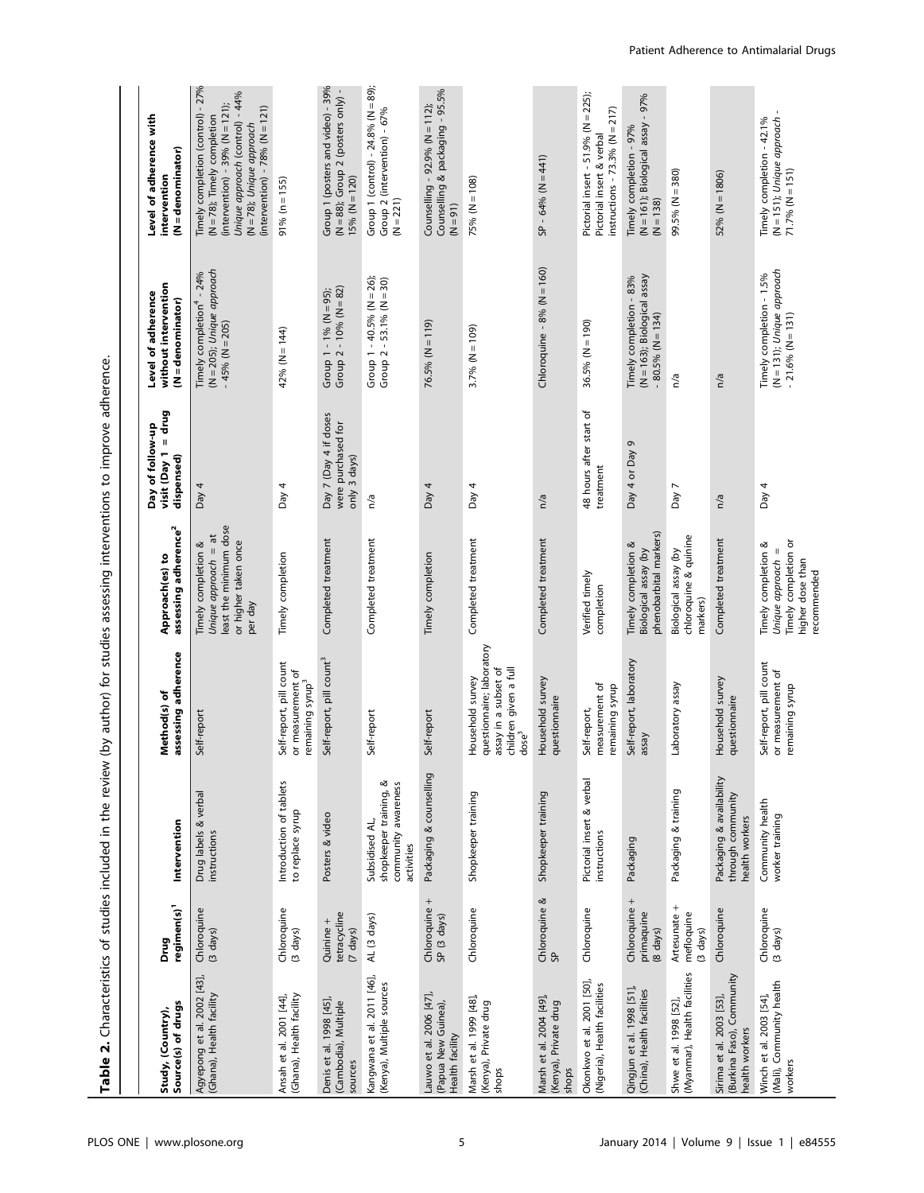**Table 2.** Characteristics of studies included in the review (by author) for studies assessing interventions to improve adherence.

| Study, (Country), Source(s) of drugs | Drug regimen(s)[1] | Intervention | Method(s) of assessing adherence | Approach(es) to assessing adherence[2] | Day of follow-up visit (Day 1 = drug dispensed) | Level of adherence without intervention (N = denominator) | Level of adherence with intervention (N = denominator) |
|---|---|---|---|---|---|---|---|
| Agyepong et al. 2002 [43], (Ghana), Health facility | Chloroquine (3 days) | Drug labels & verbal instructions | Self-report | Timely completion & *Unique approach* = at least the minimum dose or higher taken once per day | Day 4 | Timely completion[4] - 24% (N = 205); *Unique approach* - 45% (N = 205) | Timely completion (control) - 27% (N = 78); Timely completion (intervention) - 39% (N = 121); *Unique approach* (control) - 44% (N = 78); *Unique approach* (intervention) - 78% (N = 121) |
| Ansah et al. 2001 [44], (Ghana), Health facility | Chloroquine (3 days) | Introduction of tablets to replace syrup | Self-report, pill count or measurement of remaining syrup[3] | Timely completion | Day 4 | 42% (N = 144) | 91% (n = 155) |
| Denis et al. 1998 [45], (Cambodia), Multiple sources | Quinine + tetracycline (7 days) | Posters & video | Self-report, pill count[3] | Completed treatment | Day 7 (Day 4 if doses were purchased for only 3 days) | Group 1 - 1% (N = 95); Group 2 - 10% (N = 82) | Group 1 (posters and video) - 39% (N = 88); Group 2 (posters only) - 15% (N = 120) |
| Kangwana et al. 2011 [46], (Kenya), Multiple sources | AL (3 days) | Subsidised AL, shopkeeper training, & community awareness activities | Self-report | Completed treatment | n/a | Group 1 - 40.5% (N = 26); Group 2 - 53.1% (N = 30) | Group 1 (control) - 24.8% (N = 89); Group 2 (intervention) - 67% (N = 221) |
| Lauwo et al. 2006 [47], (Papua New Guinea), Health facility | Chloroquine + SP (3 days) | Packaging & counselling | Self-report | Timely completion | Day 4 | 76.5% (N = 119) | Counselling - 92.9% (N = 112); Counselling & packaging - 95.5% (N = 91) |
| Marsh et al. 1999 [48], (Kenya), Private drug shops | Chloroquine | Shopkeeper training | Household survey questionnaire; laboratory assay in a subset of children given a full dose[3] | Completed treatment | Day 4 | 3.7% (N = 109) | 75% (N = 108) |
| Marsh et al. 2004 [49], (Kenya), Private drug shops | Chloroquine & SP | Shopkeeper training | Household survey questionnaire | Completed treatment | n/a | Chloroquine - 8% (N = 160) | SP - 64% (N = 441) |
| Okonkwo et al. 2001 [50], (Nigeria), Health facilities | Chloroquine | Pictorial insert & verbal instructions | Self-report, measurement of remaining syrup | Verified timely completion | 48 hours after start of treatment | 36.5% (N = 190) | Pictorial insert - 51.9% (N = 225); Pictorial insert & verbal instructions - 73.3% (N = 217) |
| Qingjun et al. 1998 [51], (China), Health facilities | Chloroquine + primaquine (8 days) | Packaging | Self-report, laboratory assay | Timely completion & Biological assay (by phenobarbital markers) | Day 4 or Day 9 | Timely completion - 83% (N = 163); Biological assay - 80.5% (N = 134) | Timely completion - 97% (N = 161); Biological assay - 97% (N = 138) |
| Shwe et al. 1998 [52], (Myanmar), Health facilities | Artesunate + mefloquine (3 days) | Packaging & training | Laboratory assay | Biological assay (by chloroquine & quinine markers) | Day 7 | n/a | 99.5% (N = 380) |
| Sirima et al. 2003 [53], (Burkina Faso), Community health workers | Chloroquine | Packaging & availability through community health workers | Household survey questionnaire | Completed treatment | n/a | n/a | 52% (N = 1806) |
| Winch et al. 2003 [54], (Mali), Community health workers | Chloroquine (3 days) | Community health worker training | Self-report, pill count or measurement of remaining syrup | Timely completion & *Unique approach* = Timely completion or higher dose than recommended | Day 4 | Timely completion - 1.5% (N = 131); *Unique approach* - 21.6% (N = 131) | Timely completion - 42.1% (N = 151); *Unique approach* - 71.7% (N = 151) |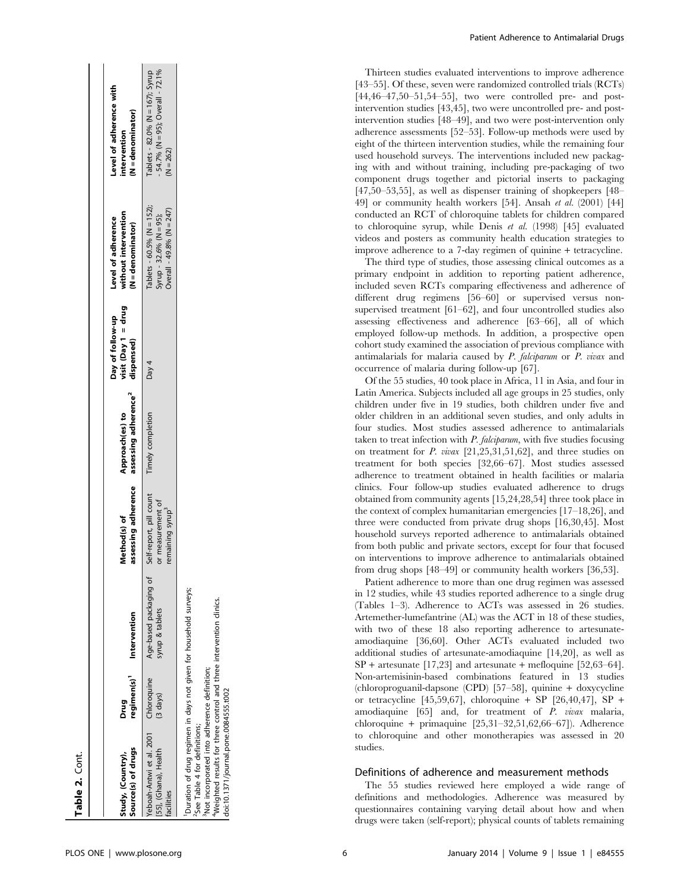**Table 2.** Cont.

| Study, (Country), Source(s) of drugs | Drug regimen(s)[1] | Intervention | Method(s) of assessing adherence | Approach(es) to assessing adherence[2] | Day of follow-up visit (Day 1 = drug dispensed) | Level of adherence without intervention (N = denominator) | Level of adherence with intervention (N = denominator) |
|---|---|---|---|---|---|---|---|
| Yeboah-Antwi et al. 2001 [55], (Ghana), Health facilities | Chloroquine (3 days) | Age-based packaging of syrup & tablets | Self-report, pill count or measurement of remaining syrup[3] | Timely completion | Day 4 | Tablets - 60.5% (N = 152); Syrup - 32.6% (N = 95); Overall - 49.8% (N = 247) | Tablets - 82.0% (N = 167); Syrup - 54.7% (N = 95); Overall - 72.1% (N = 262) |

[1]Duration of drug regimen in days not given for household surveys;
[2]See Table 4 for definitions;
[3]Not incorporated into adherence definition;
[4]Weighted results for three control and three intervention clinics.
doi:10.1371/journal.pone.0084555.t002

Thirteen studies evaluated interventions to improve adherence [43–55]. Of these, seven were randomized controlled trials (RCTs) [44,46–47,50–51,54–55], two were controlled pre- and post-intervention studies [43,45], two were uncontrolled pre- and post-intervention studies [48–49], and two were post-intervention only adherence assessments [52–53]. Follow-up methods were used by eight of the thirteen intervention studies, while the remaining four used household surveys. The interventions included new packaging with and without training, including pre-packaging of two component drugs together and pictorial inserts to packaging [47,50–53,55], as well as dispenser training of shopkeepers [48–49] or community health workers [54]. Ansah *et al.* (2001) [44] conducted an RCT of chloroquine tablets for children compared to chloroquine syrup, while Denis *et al.* (1998) [45] evaluated videos and posters as community health education strategies to improve adherence to a 7-day regimen of quinine + tetracycline.

The third type of studies, those assessing clinical outcomes as a primary endpoint in addition to reporting patient adherence, included seven RCTs comparing effectiveness and adherence of different drug regimens [56–60] or supervised versus non-supervised treatment [61–62], and four uncontrolled studies also assessing effectiveness and adherence [63–66], all of which employed follow-up methods. In addition, a prospective open cohort study examined the association of previous compliance with antimalarials for malaria caused by *P. falciparum* or *P. vivax* and occurrence of malaria during follow-up [67].

Of the 55 studies, 40 took place in Africa, 11 in Asia, and four in Latin America. Subjects included all age groups in 25 studies, only children under five in 19 studies, both children under five and older children in an additional seven studies, and only adults in four studies. Most studies assessed adherence to antimalarials taken to treat infection with *P. falciparum*, with five studies focusing on treatment for *P. vivax* [21,25,31,51,62], and three studies on treatment for both species [32,66–67]. Most studies assessed adherence to treatment obtained in health facilities or malaria clinics. Four follow-up studies evaluated adherence to drugs obtained from community agents [15,24,28,54] three took place in the context of complex humanitarian emergencies [17–18,26], and three were conducted from private drug shops [16,30,45]. Most household surveys reported adherence to antimalarials obtained from both public and private sectors, except for four that focused on interventions to improve adherence to antimalarials obtained from drug shops [48–49] or community health workers [36,53].

Patient adherence to more than one drug regimen was assessed in 12 studies, while 43 studies reported adherence to a single drug (Tables 1–3). Adherence to ACTs was assessed in 26 studies. Artemether-lumefantrine (AL) was the ACT in 18 of these studies, with two of these 18 also reporting adherence to artesunate-amodiaquine [36,60]. Other ACTs evaluated included two additional studies of artesunate-amodiaquine [14,20], as well as SP + artesunate [17,23] and artesunate + mefloquine [52,63–64]. Non-artemisinin-based combinations featured in 13 studies (chloroproguanil-dapsone (CPD) [57–58], quinine + doxycycline or tetracycline [45,59,67], chloroquine + SP [26,40,47], SP + amodiaquine [65] and, for treatment of *P. vivax* malaria, chloroquine + primaquine [25,31–32,51,62,66–67]). Adherence to chloroquine and other monotherapies was assessed in 20 studies.

## Definitions of adherence and measurement methods

The 55 studies reviewed here employed a wide range of definitions and methodologies. Adherence was measured by questionnaires containing varying detail about how and when drugs were taken (self-report); physical counts of tablets remaining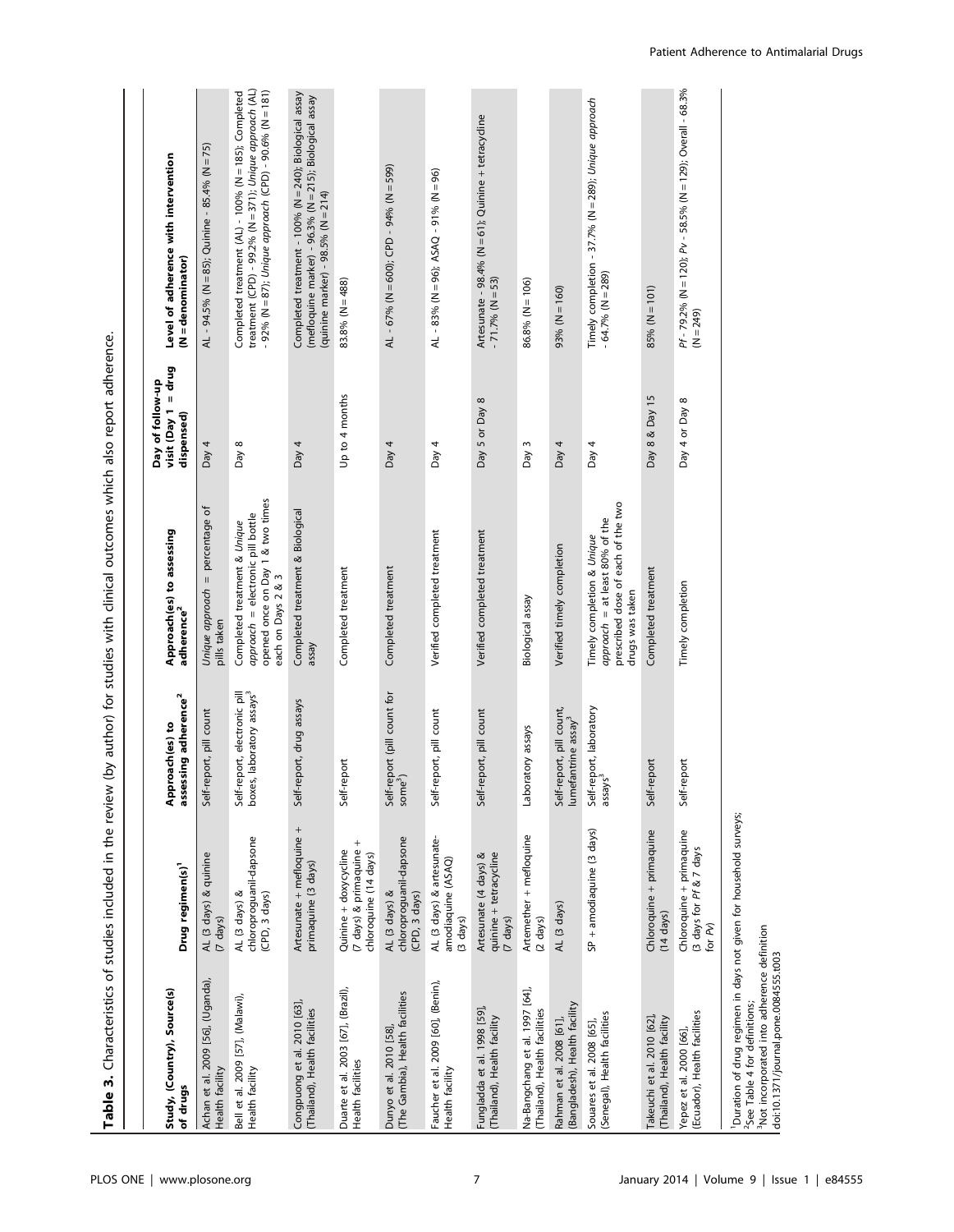**Table 3.** Characteristics of studies included in the review (by author) for studies with clinical outcomes which also report adherence.

| Study, (Country), Source(s) of drugs | Drug regimen(s)[1] | Approach(es) to assessing adherence[2] | Approach(es) to assessing adherence[2] | Day of follow-up visit (Day 1 = drug dispensed) | Level of adherence with intervention (N = denominator) |
|---|---|---|---|---|---|
| Achan et al. 2009 [56], (Uganda), Health facility | AL (3 days) & quinine (7 days) | Self-report, pill count | *Unique approach* = percentage of pills taken | Day 4 | AL - 94.5% (N = 85); Quinine - 85.4% (N = 75) |
| Bell et al. 2009 [57], (Malawi), Health facility | AL (3 days) & chloroproguanil-dapsone (CPD, 3 days) | Self-report, electronic pill boxes, laboratory assays[3] | Completed treatment & *Unique approach* = electronic pill bottle opened once on Day 1 & two times each on Days 2 & 3 | Day 8 | Completed treatment (AL) - 100% (N = 185); Completed treatment (CPD) - 99.2% (N = 371); *Unique approach* (AL) - 92% (N = 87); *Unique approach* (CPD) - 90.6% (N = 181) |
| Congpuong et al. 2010 [63], (Thailand), Health facilities | Artesunate + mefloquine + primaquine (3 days) | Self-report, drug assays | Completed treatment & Biological assay | Day 4 | Completed treatment - 100% (N = 240); Biological assay (mefloquine marker) - 96.3% (N = 215); Biological assay (quinine marker) - 98.5% (N = 214) |
| Duarte et al. 2003 [67], (Brazil), Health facilities | Quinine + doxycycline (7 days) & primaquine + chloroquine (14 days) | Self-report | Completed treatment | Up to 4 months | 83.8% (N = 488) |
| Dunyo et al. 2010 [58], (The Gambia), Health facilities | AL (3 days) & chloroproguanil-dapsone (CPD, 3 days) | Self-report (pill count for some[3]) | Completed treatment | Day 4 | AL - 67% (N = 600); CPD - 94% (N = 599) |
| Faucher et al. 2009 [60], (Benin), Health facility | AL (3 days) & artesunate-amodiaquine (ASAQ) (3 days) | Self-report, pill count | Verified completed treatment | Day 4 | AL - 83% (N = 96); ASAQ - 91% (N = 96) |
| Fungladda et al. 1998 [59], (Thailand), Health facility | Artesunate (4 days) & quinine + tetracycline (7 days) | Self-report, pill count | Verified completed treatment | Day 5 or Day 8 | Artesunate - 98.4% (N = 61); Quinine + tetracydine - 71.7% (N = 53) |
| Na-Bangchang et al. 1997 [64], (Thailand), Health facilities | Artemether + mefloquine (2 days) | Laboratory assays | Biological assay | Day 3 | 86.8% (N = 106) |
| Rahman et al. 2008 [61], (Bangladesh), Health facility | AL (3 days) | Self-report, pill count, lumefantrine assay[3] | Verified timely completion | Day 4 | 93% (N = 160) |
| Souares et al. 2008 [65], (Senegal), Health facilities | SP + amodiaquine (3 days) | Self-report, laboratory assays[3] | Timely completion & *Unique approach* = at least 80% of the prescribed dose of each of the two drugs was taken | Day 4 | Timely completion - 37.7% (N = 289); *Unique approach* - 64.7% (N = 289) |
| Takeuchi et al. 2010 [62], (Thailand), Health facility | Chloroquine + primaquine (14 days) | Self-report | Completed treatment | Day 8 & Day 15 | 85% (N = 101) |
| Yepez et al. 2000 [66], (Ecuador), Health facilities | Chloroquine + primaquine (3 days for *Pf* & 7 days for *Pv*) | Self-report | Timely completion | Day 4 or Day 8 | *Pf* - 79.2% (N = 120); *Pv* - 58.5% (N = 129); Overall - 68.3% (N = 249) |

[1]Duration of drug regimen in days not given for household surveys;
[2]See Table 4 for definitions;
[3]Not incorporated into adherence definition
doi:10.1371/journal.pone.0084555.t003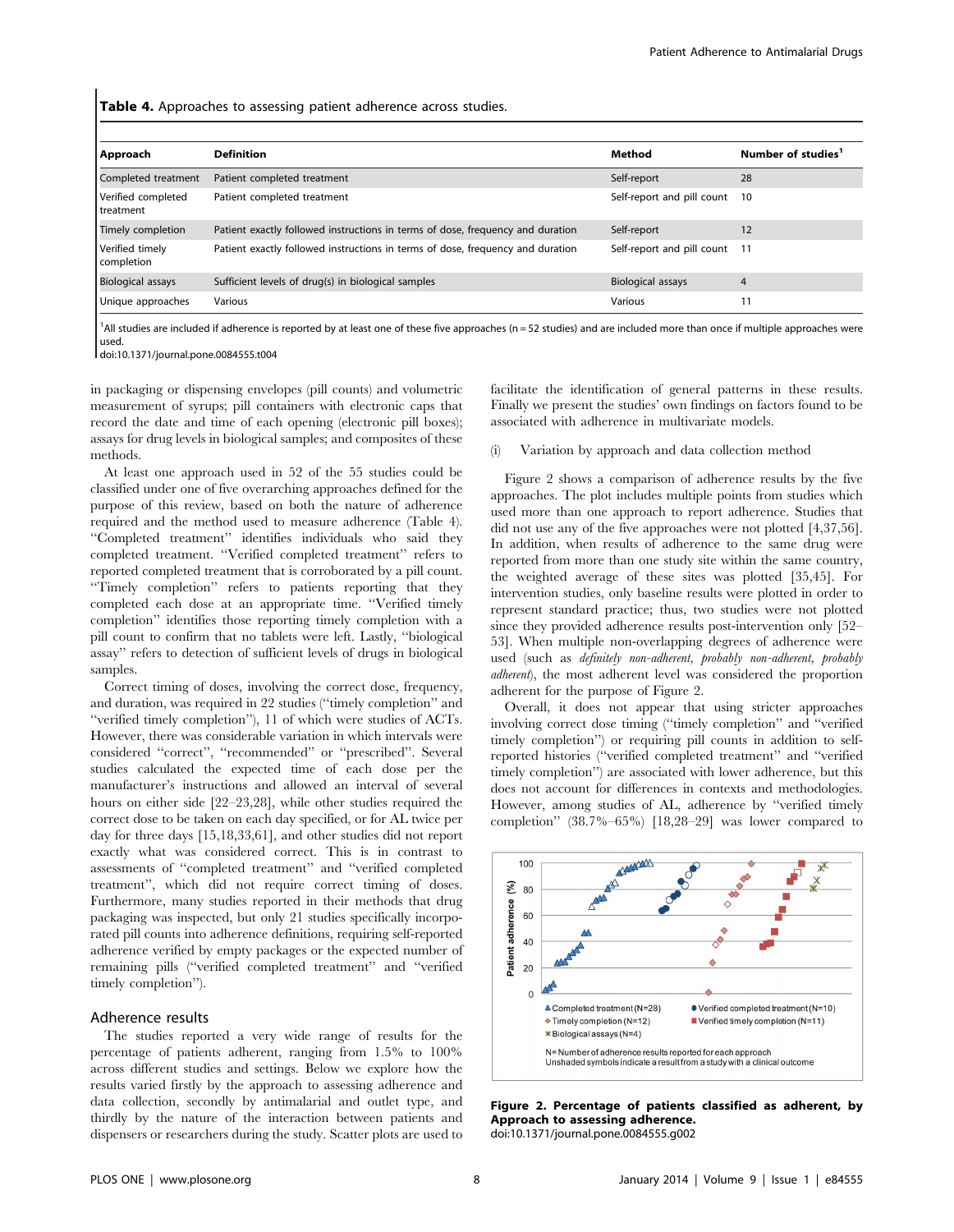**Table 4.** Approaches to assessing patient adherence across studies.

| Approach | Definition | Method | Number of studies[1] |
|---|---|---|---|
| Completed treatment | Patient completed treatment | Self-report | 28 |
| Verified completed treatment | Patient completed treatment | Self-report and pill count | 10 |
| Timely completion | Patient exactly followed instructions in terms of dose, frequency and duration | Self-report | 12 |
| Verified timely completion | Patient exactly followed instructions in terms of dose, frequency and duration | Self-report and pill count | 11 |
| Biological assays | Sufficient levels of drug(s) in biological samples | Biological assays | 4 |
| Unique approaches | Various | Various | 11 |

[1]All studies are included if adherence is reported by at least one of these five approaches (n = 52 studies) and are included more than once if multiple approaches were used.
doi:10.1371/journal.pone.0084555.t004

in packaging or dispensing envelopes (pill counts) and volumetric measurement of syrups; pill containers with electronic caps that record the date and time of each opening (electronic pill boxes); assays for drug levels in biological samples; and composites of these methods.

At least one approach used in 52 of the 55 studies could be classified under one of five overarching approaches defined for the purpose of this review, based on both the nature of adherence required and the method used to measure adherence (Table 4). "Completed treatment" identifies individuals who said they completed treatment. "Verified completed treatment" refers to reported completed treatment that is corroborated by a pill count. "Timely completion" refers to patients reporting that they completed each dose at an appropriate time. "Verified timely completion" identifies those reporting timely completion with a pill count to confirm that no tablets were left. Lastly, "biological assay" refers to detection of sufficient levels of drugs in biological samples.

Correct timing of doses, involving the correct dose, frequency, and duration, was required in 22 studies ("timely completion" and "verified timely completion"), 11 of which were studies of ACTs. However, there was considerable variation in which intervals were considered "correct", "recommended" or "prescribed". Several studies calculated the expected time of each dose per the manufacturer's instructions and allowed an interval of several hours on either side [22–23,28], while other studies required the correct dose to be taken on each day specified, or for AL twice per day for three days [15,18,33,61], and other studies did not report exactly what was considered correct. This is in contrast to assessments of "completed treatment" and "verified completed treatment", which did not require correct timing of doses. Furthermore, many studies reported in their methods that drug packaging was inspected, but only 21 studies specifically incorporated pill counts into adherence definitions, requiring self-reported adherence verified by empty packages or the expected number of remaining pills ("verified completed treatment" and "verified timely completion").

## Adherence results

The studies reported a very wide range of results for the percentage of patients adherent, ranging from 1.5% to 100% across different studies and settings. Below we explore how the results varied firstly by the approach to assessing adherence and data collection, secondly by antimalarial and outlet type, and thirdly by the nature of the interaction between patients and dispensers or researchers during the study. Scatter plots are used to facilitate the identification of general patterns in these results. Finally we present the studies' own findings on factors found to be associated with adherence in multivariate models.

(i) Variation by approach and data collection method

Figure 2 shows a comparison of adherence results by the five approaches. The plot includes multiple points from studies which used more than one approach to report adherence. Studies that did not use any of the five approaches were not plotted [4,37,56]. In addition, when results of adherence to the same drug were reported from more than one study site within the same country, the weighted average of these sites was plotted [35,45]. For intervention studies, only baseline results were plotted in order to represent standard practice; thus, two studies were not plotted since they provided adherence results post-intervention only [52–53]. When multiple non-overlapping degrees of adherence were used (such as *definitely non-adherent*, *probably non-adherent*, *probably adherent*), the most adherent level was considered the proportion adherent for the purpose of Figure 2.

Overall, it does not appear that using stricter approaches involving correct dose timing ("timely completion" and "verified timely completion") or requiring pill counts in addition to self-reported histories ("verified completed treatment" and "verified timely completion") are associated with lower adherence, but this does not account for differences in contexts and methodologies. However, among studies of AL, adherence by "verified timely completion" (38.7%–65%) [18,28–29] was lower compared to

**Figure 2. Percentage of patients classified as adherent, by Approach to assessing adherence.**
doi:10.1371/journal.pone.0084555.g002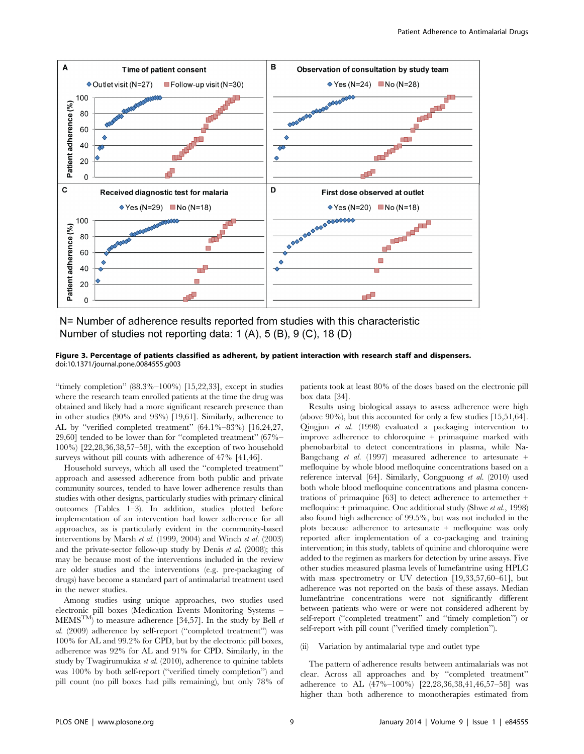A Time of patient consent

◆Outlet visit (N=27) ■Follow-up visit (N=30)

B Observation of consultation by study team

◆Yes (N=24) ■No (N=28)

C Received diagnostic test for malaria

◆Yes (N=29) ■No (N=18)

D First dose observed at outlet

◆Yes (N=20) ■No (N=18)

N= Number of adherence results reported from studies with this characteristic
Number of studies not reporting data: 1 (A), 5 (B), 9 (C), 18 (D)

**Figure 3. Percentage of patients classified as adherent, by patient interaction with research staff and dispensers.**
doi:10.1371/journal.pone.0084555.g003

"timely completion" (88.3%–100%) [15,22,33], except in studies where the research team enrolled patients at the time the drug was obtained and likely had a more significant research presence than in other studies (90% and 93%) [19,61]. Similarly, adherence to AL by "verified completed treatment" (64.1%–83%) [16,24,27, 29,60] tended to be lower than for "completed treatment" (67%–100%) [22,28,36,38,57–58], with the exception of two household surveys without pill counts with adherence of 47% [41,46].

Household surveys, which all used the "completed treatment" approach and assessed adherence from both public and private community sources, tended to have lower adherence results than studies with other designs, particularly studies with primary clinical outcomes (Tables 1–3). In addition, studies plotted before implementation of an intervention had lower adherence for all approaches, as is particularly evident in the community-based interventions by Marsh *et al.* (1999, 2004) and Winch *et al.* (2003) and the private-sector follow-up study by Denis *et al.* (2008); this may be because most of the interventions included in the review are older studies and the interventions (e.g. pre-packaging of drugs) have become a standard part of antimalarial treatment used in the newer studies.

Among studies using unique approaches, two studies used electronic pill boxes (Medication Events Monitoring Systems – MEMS[TM]) to measure adherence [34,57]. In the study by Bell *et al.* (2009) adherence by self-report ("completed treatment") was 100% for AL and 99.2% for CPD, but by the electronic pill boxes, adherence was 92% for AL and 91% for CPD. Similarly, in the study by Twagirumukiza *et al.* (2010), adherence to quinine tablets was 100% by both self-report ("verified timely completion") and pill count (no pill boxes had pills remaining), but only 78% of patients took at least 80% of the doses based on the electronic pill box data [34].

Results using biological assays to assess adherence were high (above 90%), but this accounted for only a few studies [15,51,64]. Qingjun *et al.* (1998) evaluated a packaging intervention to improve adherence to chloroquine + primaquine marked with phenobarbital to detect concentrations in plasma, while Na-Bangchang *et al.* (1997) measured adherence to artesunate + mefloquine by whole blood mefloquine concentrations based on a reference interval [64]. Similarly, Congpuong *et al.* (2010) used both whole blood mefloquine concentrations and plasma concentrations of primaquine [63] to detect adherence to artemether + mefloquine + primaquine. One additional study (Shwe *et al.*, 1998) also found high adherence of 99.5%, but was not included in the plots because adherence to artesunate + mefloquine was only reported after implementation of a co-packaging and training intervention; in this study, tablets of quinine and chloroquine were added to the regimen as markers for detection by urine assays. Five other studies measured plasma levels of lumefantrine using HPLC with mass spectrometry or UV detection [19,33,57,60–61], but adherence was not reported on the basis of these assays. Median lumefantrine concentrations were not significantly different between patients who were or were not considered adherent by self-report ("completed treatment" and "timely completion") or self-report with pill count ("verified timely completion").

(ii) Variation by antimalarial type and outlet type

The pattern of adherence results between antimalarials was not clear. Across all approaches and by "completed treatment" adherence to AL (47%–100%) [22,28,36,38,41,46,57–58] was higher than both adherence to monotherapies estimated from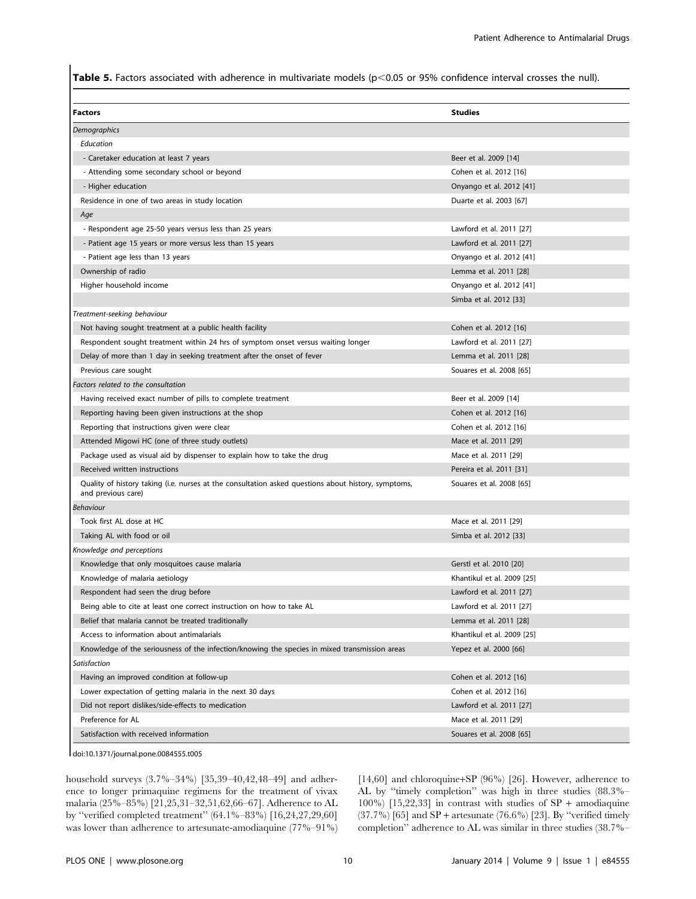**Table 5.** Factors associated with adherence in multivariate models (p<0.05 or 95% confidence interval crosses the null).

| Factors | Studies |
|---|---|
| *Demographics* | |
| *Education* | |
| - Caretaker education at least 7 years | Beer et al. 2009 [14] |
| - Attending some secondary school or beyond | Cohen et al. 2012 [16] |
| - Higher education | Onyango et al. 2012 [41] |
| Residence in one of two areas in study location | Duarte et al. 2003 [67] |
| *Age* | |
| - Respondent age 25-50 years versus less than 25 years | Lawford et al. 2011 [27] |
| - Patient age 15 years or more versus less than 15 years | Lawford et al. 2011 [27] |
| - Patient age less than 13 years | Onyango et al. 2012 [41] |
| Ownership of radio | Lemma et al. 2011 [28] |
| Higher household income | Onyango et al. 2012 [41] |
| | Simba et al. 2012 [33] |
| *Treatment-seeking behaviour* | |
| Not having sought treatment at a public health facility | Cohen et al. 2012 [16] |
| Respondent sought treatment within 24 hrs of symptom onset versus waiting longer | Lawford et al. 2011 [27] |
| Delay of more than 1 day in seeking treatment after the onset of fever | Lemma et al. 2011 [28] |
| Previous care sought | Souares et al. 2008 [65] |
| *Factors related to the consultation* | |
| Having received exact number of pills to complete treatment | Beer et al. 2009 [14] |
| Reporting having been given instructions at the shop | Cohen et al. 2012 [16] |
| Reporting that instructions given were clear | Cohen et al. 2012 [16] |
| Attended Migowi HC (one of three study outlets) | Mace et al. 2011 [29] |
| Package used as visual aid by dispenser to explain how to take the drug | Mace et al. 2011 [29] |
| Received written instructions | Pereira et al. 2011 [31] |
| Quality of history taking (i.e. nurses at the consultation asked questions about history, symptoms, and previous care) | Souares et al. 2008 [65] |
| *Behaviour* | |
| Took first AL dose at HC | Mace et al. 2011 [29] |
| Taking AL with food or oil | Simba et al. 2012 [33] |
| *Knowledge and perceptions* | |
| Knowledge that only mosquitoes cause malaria | Gerstl et al. 2010 [20] |
| Knowledge of malaria aetiology | Khantikul et al. 2009 [25] |
| Respondent had seen the drug before | Lawford et al. 2011 [27] |
| Being able to cite at least one correct instruction on how to take AL | Lawford et al. 2011 [27] |
| Belief that malaria cannot be treated traditionally | Lemma et al. 2011 [28] |
| Access to information about antimalarials | Khantikul et al. 2009 [25] |
| Knowledge of the seriousness of the infection/knowing the species in mixed transmission areas | Yepez et al. 2000 [66] |
| *Satisfaction* | |
| Having an improved condition at follow-up | Cohen et al. 2012 [16] |
| Lower expectation of getting malaria in the next 30 days | Cohen et al. 2012 [16] |
| Did not report dislikes/side-effects to medication | Lawford et al. 2011 [27] |
| Preference for AL | Mace et al. 2011 [29] |
| Satisfaction with received information | Souares et al. 2008 [65] |

doi:10.1371/journal.pone.0084555.t005

household surveys (3.7%–34%) [35,39–40,42,48–49] and adherence to longer primaquine regimens for the treatment of vivax malaria (25%–85%) [21,25,31–32,51,62,66–67]. Adherence to AL by "verified completed treatment" (64.1%–83%) [16,24,27,29,60] was lower than adherence to artesunate-amodiaquine (77%–91%) [14,60] and chloroquine+SP (96%) [26]. However, adherence to AL by "timely completion" was high in three studies (88.3%–100%) [15,22,33] in contrast with studies of SP + amodiaquine (37.7%) [65] and SP + artesunate (76.6%) [23]. By "verified timely completion" adherence to AL was similar in three studies (38.7%–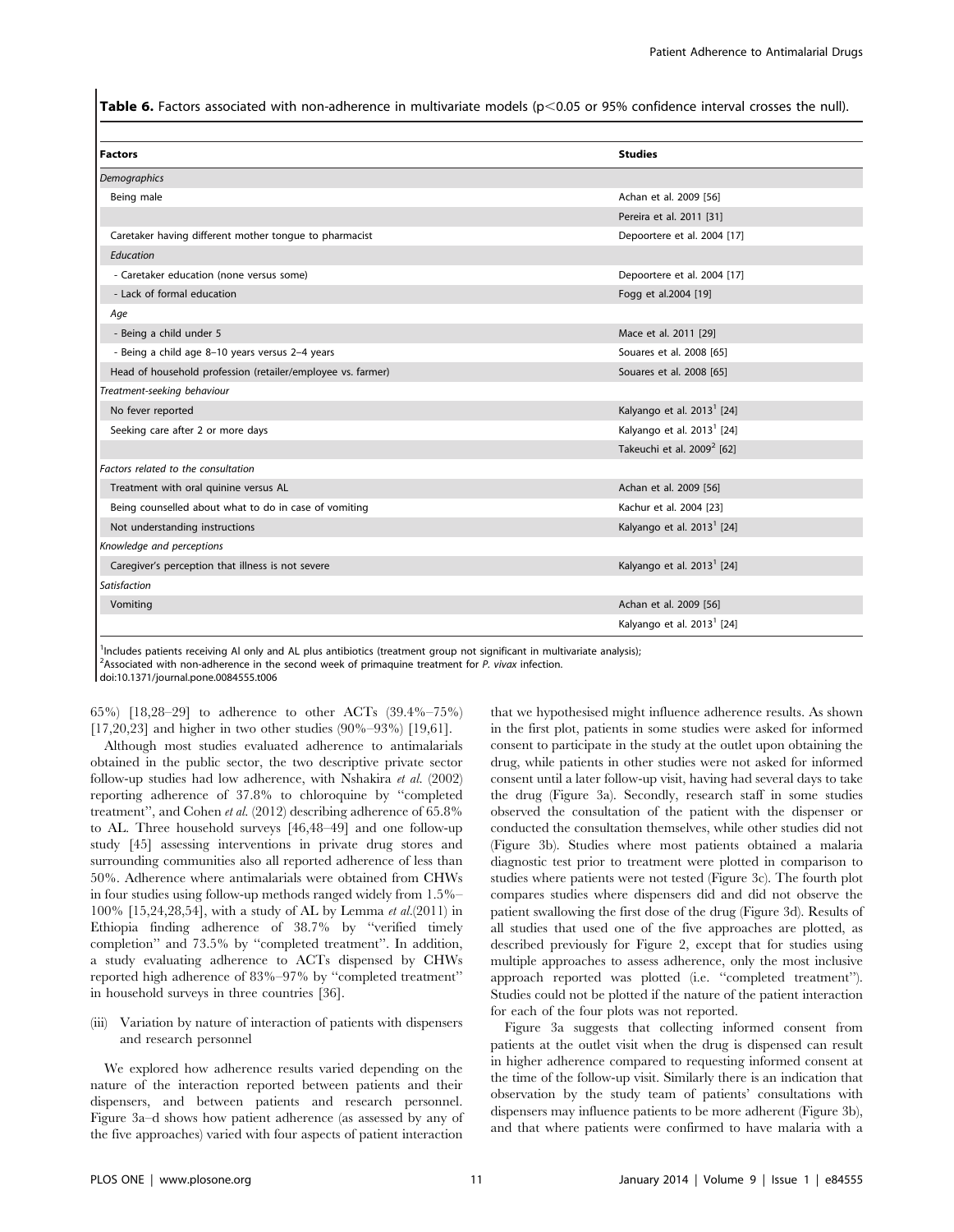**Table 6.** Factors associated with non-adherence in multivariate models ($p < 0.05$ or 95% confidence interval crosses the null).

| Factors | Studies |
|---|---|
| *Demographics* | |
| Being male | Achan et al. 2009 [56] |
| | Pereira et al. 2011 [31] |
| Caretaker having different mother tongue to pharmacist | Depoortere et al. 2004 [17] |
| *Education* | |
| - Caretaker education (none versus some) | Depoortere et al. 2004 [17] |
| - Lack of formal education | Fogg et al.2004 [19] |
| *Age* | |
| - Being a child under 5 | Mace et al. 2011 [29] |
| - Being a child age 8–10 years versus 2–4 years | Souares et al. 2008 [65] |
| Head of household profession (retailer/employee vs. farmer) | Souares et al. 2008 [65] |
| *Treatment-seeking behaviour* | |
| No fever reported | Kalyango et al. 2013[1] [24] |
| Seeking care after 2 or more days | Kalyango et al. 2013[1] [24] |
| | Takeuchi et al. 2009[2] [62] |
| *Factors related to the consultation* | |
| Treatment with oral quinine versus AL | Achan et al. 2009 [56] |
| Being counselled about what to do in case of vomiting | Kachur et al. 2004 [23] |
| Not understanding instructions | Kalyango et al. 2013[1] [24] |
| *Knowledge and perceptions* | |
| Caregiver's perception that illness is not severe | Kalyango et al. 2013[1] [24] |
| *Satisfaction* | |
| Vomiting | Achan et al. 2009 [56] |
| | Kalyango et al. 2013[1] [24] |

[1]Includes patients receiving Al only and AL plus antibiotics (treatment group not significant in multivariate analysis);
[2]Associated with non-adherence in the second week of primaquine treatment for *P. vivax* infection.
doi:10.1371/journal.pone.0084555.t006

65%) [18,28–29] to adherence to other ACTs (39.4%–75%) [17,20,23] and higher in two other studies (90%–93%) [19,61].

Although most studies evaluated adherence to antimalarials obtained in the public sector, the two descriptive private sector follow-up studies had low adherence, with Nshakira *et al.* (2002) reporting adherence of 37.8% to chloroquine by "completed treatment", and Cohen *et al.* (2012) describing adherence of 65.8% to AL. Three household surveys [46,48–49] and one follow-up study [45] assessing interventions in private drug stores and surrounding communities also all reported adherence of less than 50%. Adherence where antimalarials were obtained from CHWs in four studies using follow-up methods ranged widely from 1.5%–100% [15,24,28,54], with a study of AL by Lemma *et al.*(2011) in Ethiopia finding adherence of 38.7% by "verified timely completion" and 73.5% by "completed treatment". In addition, a study evaluating adherence to ACTs dispensed by CHWs reported high adherence of 83%–97% by "completed treatment" in household surveys in three countries [36].

(iii) Variation by nature of interaction of patients with dispensers and research personnel

We explored how adherence results varied depending on the nature of the interaction reported between patients and their dispensers, and between patients and research personnel. Figure 3a–d shows how patient adherence (as assessed by any of the five approaches) varied with four aspects of patient interaction that we hypothesised might influence adherence results. As shown in the first plot, patients in some studies were asked for informed consent to participate in the study at the outlet upon obtaining the drug, while patients in other studies were not asked for informed consent until a later follow-up visit, having had several days to take the drug (Figure 3a). Secondly, research staff in some studies observed the consultation of the patient with the dispenser or conducted the consultation themselves, while other studies did not (Figure 3b). Studies where most patients obtained a malaria diagnostic test prior to treatment were plotted in comparison to studies where patients were not tested (Figure 3c). The fourth plot compares studies where dispensers did and did not observe the patient swallowing the first dose of the drug (Figure 3d). Results of all studies that used one of the five approaches are plotted, as described previously for Figure 2, except that for studies using multiple approaches to assess adherence, only the most inclusive approach reported was plotted (i.e. "completed treatment"). Studies could not be plotted if the nature of the patient interaction for each of the four plots was not reported.

Figure 3a suggests that collecting informed consent from patients at the outlet visit when the drug is dispensed can result in higher adherence compared to requesting informed consent at the time of the follow-up visit. Similarly there is an indication that observation by the study team of patients' consultations with dispensers may influence patients to be more adherent (Figure 3b), and that where patients were confirmed to have malaria with a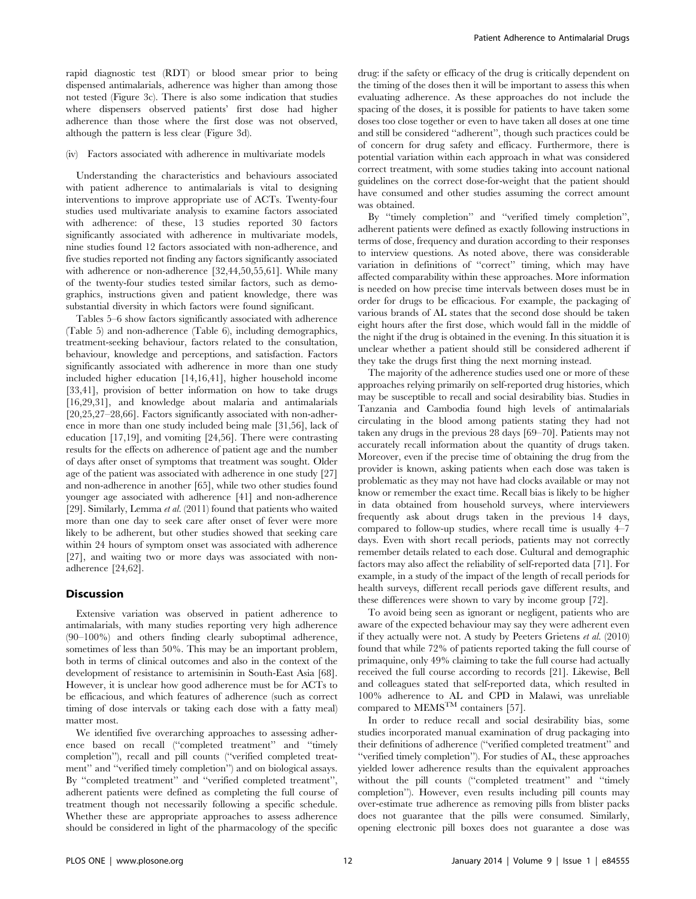rapid diagnostic test (RDT) or blood smear prior to being dispensed antimalarials, adherence was higher than among those not tested (Figure 3c). There is also some indication that studies where dispensers observed patients' first dose had higher adherence than those where the first dose was not observed, although the pattern is less clear (Figure 3d).

(iv) Factors associated with adherence in multivariate models

Understanding the characteristics and behaviours associated with patient adherence to antimalarials is vital to designing interventions to improve appropriate use of ACTs. Twenty-four studies used multivariate analysis to examine factors associated with adherence: of these, 13 studies reported 30 factors significantly associated with adherence in multivariate models, nine studies found 12 factors associated with non-adherence, and five studies reported not finding any factors significantly associated with adherence or non-adherence [32,44,50,55,61]. While many of the twenty-four studies tested similar factors, such as demographics, instructions given and patient knowledge, there was substantial diversity in which factors were found significant.

Tables 5–6 show factors significantly associated with adherence (Table 5) and non-adherence (Table 6), including demographics, treatment-seeking behaviour, factors related to the consultation, behaviour, knowledge and perceptions, and satisfaction. Factors significantly associated with adherence in more than one study included higher education [14,16,41], higher household income [33,41], provision of better information on how to take drugs [16,29,31], and knowledge about malaria and antimalarials [20,25,27–28,66]. Factors significantly associated with non-adherence in more than one study included being male [31,56], lack of education [17,19], and vomiting [24,56]. There were contrasting results for the effects on adherence of patient age and the number of days after onset of symptoms that treatment was sought. Older age of the patient was associated with adherence in one study [27] and non-adherence in another [65], while two other studies found younger age associated with adherence [41] and non-adherence [29]. Similarly, Lemma *et al.* (2011) found that patients who waited more than one day to seek care after onset of fever were more likely to be adherent, but other studies showed that seeking care within 24 hours of symptom onset was associated with adherence [27], and waiting two or more days was associated with non-adherence [24,62].

## Discussion

Extensive variation was observed in patient adherence to antimalarials, with many studies reporting very high adherence (90–100%) and others finding clearly suboptimal adherence, sometimes of less than 50%. This may be an important problem, both in terms of clinical outcomes and also in the context of the development of resistance to artemisinin in South-East Asia [68]. However, it is unclear how good adherence must be for ACTs to be efficacious, and which features of adherence (such as correct timing of dose intervals or taking each dose with a fatty meal) matter most.

We identified five overarching approaches to assessing adherence based on recall (''completed treatment'' and ''timely completion''), recall and pill counts (''verified completed treatment'' and ''verified timely completion'') and on biological assays. By ''completed treatment'' and ''verified completed treatment'', adherent patients were defined as completing the full course of treatment though not necessarily following a specific schedule. Whether these are appropriate approaches to assess adherence should be considered in light of the pharmacology of the specific drug: if the safety or efficacy of the drug is critically dependent on the timing of the doses then it will be important to assess this when evaluating adherence. As these approaches do not include the spacing of the doses, it is possible for patients to have taken some doses too close together or even to have taken all doses at one time and still be considered ''adherent'', though such practices could be of concern for drug safety and efficacy. Furthermore, there is potential variation within each approach in what was considered correct treatment, with some studies taking into account national guidelines on the correct dose-for-weight that the patient should have consumed and other studies assuming the correct amount was obtained.

By ''timely completion'' and ''verified timely completion'', adherent patients were defined as exactly following instructions in terms of dose, frequency and duration according to their responses to interview questions. As noted above, there was considerable variation in definitions of ''correct'' timing, which may have affected comparability within these approaches. More information is needed on how precise time intervals between doses must be in order for drugs to be efficacious. For example, the packaging of various brands of AL states that the second dose should be taken eight hours after the first dose, which would fall in the middle of the night if the drug is obtained in the evening. In this situation it is unclear whether a patient should still be considered adherent if they take the drugs first thing the next morning instead.

The majority of the adherence studies used one or more of these approaches relying primarily on self-reported drug histories, which may be susceptible to recall and social desirability bias. Studies in Tanzania and Cambodia found high levels of antimalarials circulating in the blood among patients stating they had not taken any drugs in the previous 28 days [69–70]. Patients may not accurately recall information about the quantity of drugs taken. Moreover, even if the precise time of obtaining the drug from the provider is known, asking patients when each dose was taken is problematic as they may not have had clocks available or may not know or remember the exact time. Recall bias is likely to be higher in data obtained from household surveys, where interviewers frequently ask about drugs taken in the previous 14 days, compared to follow-up studies, where recall time is usually 4–7 days. Even with short recall periods, patients may not correctly remember details related to each dose. Cultural and demographic factors may also affect the reliability of self-reported data [71]. For example, in a study of the impact of the length of recall periods for health surveys, different recall periods gave different results, and these differences were shown to vary by income group [72].

To avoid being seen as ignorant or negligent, patients who are aware of the expected behaviour may say they were adherent even if they actually were not. A study by Peeters Grietens *et al.* (2010) found that while 72% of patients reported taking the full course of primaquine, only 49% claiming to take the full course had actually received the full course according to records [21]. Likewise, Bell and colleagues stated that self-reported data, which resulted in 100% adherence to AL and CPD in Malawi, was unreliable compared to MEMS™ containers [57].

In order to reduce recall and social desirability bias, some studies incorporated manual examination of drug packaging into their definitions of adherence (''verified completed treatment'' and ''verified timely completion''). For studies of AL, these approaches yielded lower adherence results than the equivalent approaches without the pill counts (''completed treatment'' and ''timely completion''). However, even results including pill counts may over-estimate true adherence as removing pills from blister packs does not guarantee that the pills were consumed. Similarly, opening electronic pill boxes does not guarantee a dose was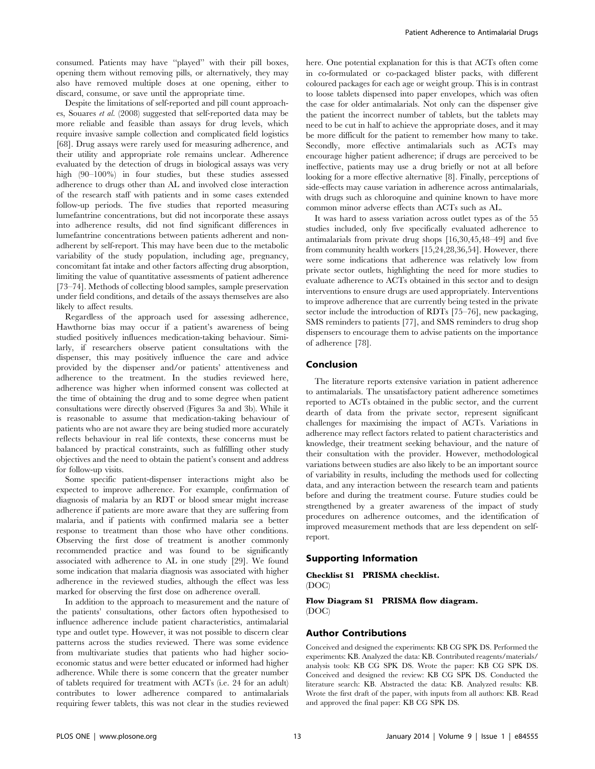consumed. Patients may have "played" with their pill boxes, opening them without removing pills, or alternatively, they may also have removed multiple doses at one opening, either to discard, consume, or save until the appropriate time.

Despite the limitations of self-reported and pill count approaches, Souares *et al.* (2008) suggested that self-reported data may be more reliable and feasible than assays for drug levels, which require invasive sample collection and complicated field logistics [68]. Drug assays were rarely used for measuring adherence, and their utility and appropriate role remains unclear. Adherence evaluated by the detection of drugs in biological assays was very high (90–100%) in four studies, but these studies assessed adherence to drugs other than AL and involved close interaction of the research staff with patients and in some cases extended follow-up periods. The five studies that reported measuring lumefantrine concentrations, but did not incorporate these assays into adherence results, did not find significant differences in lumefantrine concentrations between patients adherent and non-adherent by self-report. This may have been due to the metabolic variability of the study population, including age, pregnancy, concomitant fat intake and other factors affecting drug absorption, limiting the value of quantitative assessments of patient adherence [73–74]. Methods of collecting blood samples, sample preservation under field conditions, and details of the assays themselves are also likely to affect results.

Regardless of the approach used for assessing adherence, Hawthorne bias may occur if a patient's awareness of being studied positively influences medication-taking behaviour. Similarly, if researchers observe patient consultations with the dispenser, this may positively influence the care and advice provided by the dispenser and/or patients' attentiveness and adherence to the treatment. In the studies reviewed here, adherence was higher when informed consent was collected at the time of obtaining the drug and to some degree when patient consultations were directly observed (Figures 3a and 3b). While it is reasonable to assume that medication-taking behaviour of patients who are not aware they are being studied more accurately reflects behaviour in real life contexts, these concerns must be balanced by practical constraints, such as fulfilling other study objectives and the need to obtain the patient's consent and address for follow-up visits.

Some specific patient-dispenser interactions might also be expected to improve adherence. For example, confirmation of diagnosis of malaria by an RDT or blood smear might increase adherence if patients are more aware that they are suffering from malaria, and if patients with confirmed malaria see a better response to treatment than those who have other conditions. Observing the first dose of treatment is another commonly recommended practice and was found to be significantly associated with adherence to AL in one study [29]. We found some indication that malaria diagnosis was associated with higher adherence in the reviewed studies, although the effect was less marked for observing the first dose on adherence overall.

In addition to the approach to measurement and the nature of the patients' consultations, other factors often hypothesised to influence adherence include patient characteristics, antimalarial type and outlet type. However, it was not possible to discern clear patterns across the studies reviewed. There was some evidence from multivariate studies that patients who had higher socio-economic status and were better educated or informed had higher adherence. While there is some concern that the greater number of tablets required for treatment with ACTs (i.e. 24 for an adult) contributes to lower adherence compared to antimalarials requiring fewer tablets, this was not clear in the studies reviewed here. One potential explanation for this is that ACTs often come in co-formulated or co-packaged blister packs, with different coloured packages for each age or weight group. This is in contrast to loose tablets dispensed into paper envelopes, which was often the case for older antimalarials. Not only can the dispenser give the patient the incorrect number of tablets, but the tablets may need to be cut in half to achieve the appropriate doses, and it may be more difficult for the patient to remember how many to take. Secondly, more effective antimalarials such as ACTs may encourage higher patient adherence; if drugs are perceived to be ineffective, patients may use a drug briefly or not at all before looking for a more effective alternative [8]. Finally, perceptions of side-effects may cause variation in adherence across antimalarials, with drugs such as chloroquine and quinine known to have more common minor adverse effects than ACTs such as AL.

It was hard to assess variation across outlet types as of the 55 studies included, only five specifically evaluated adherence to antimalarials from private drug shops [16,30,45,48–49] and five from community health workers [15,24,28,36,54]. However, there were some indications that adherence was relatively low from private sector outlets, highlighting the need for more studies to evaluate adherence to ACTs obtained in this sector and to design interventions to ensure drugs are used appropriately. Interventions to improve adherence that are currently being tested in the private sector include the introduction of RDTs [75–76], new packaging, SMS reminders to patients [77], and SMS reminders to drug shop dispensers to encourage them to advise patients on the importance of adherence [78].

## Conclusion

The literature reports extensive variation in patient adherence to antimalarials. The unsatisfactory patient adherence sometimes reported to ACTs obtained in the public sector, and the current dearth of data from the private sector, represent significant challenges for maximising the impact of ACTs. Variations in adherence may reflect factors related to patient characteristics and knowledge, their treatment seeking behaviour, and the nature of their consultation with the provider. However, methodological variations between studies are also likely to be an important source of variability in results, including the methods used for collecting data, and any interaction between the research team and patients before and during the treatment course. Future studies could be strengthened by a greater awareness of the impact of study procedures on adherence outcomes, and the identification of improved measurement methods that are less dependent on self-report.

## Supporting Information

**Checklist S1 PRISMA checklist.**
(DOC)

**Flow Diagram S1 PRISMA flow diagram.**
(DOC)

## Author Contributions

Conceived and designed the experiments: KB CG SPK DS. Performed the experiments: KB. Analyzed the data: KB. Contributed reagents/materials/analysis tools: KB CG SPK DS. Wrote the paper: KB CG SPK DS. Conceived and designed the review: KB CG SPK DS. Conducted the literature search: KB. Abstracted the data: KB. Analyzed results: KB. Wrote the first draft of the paper, with inputs from all authors: KB. Read and approved the final paper: KB CG SPK DS.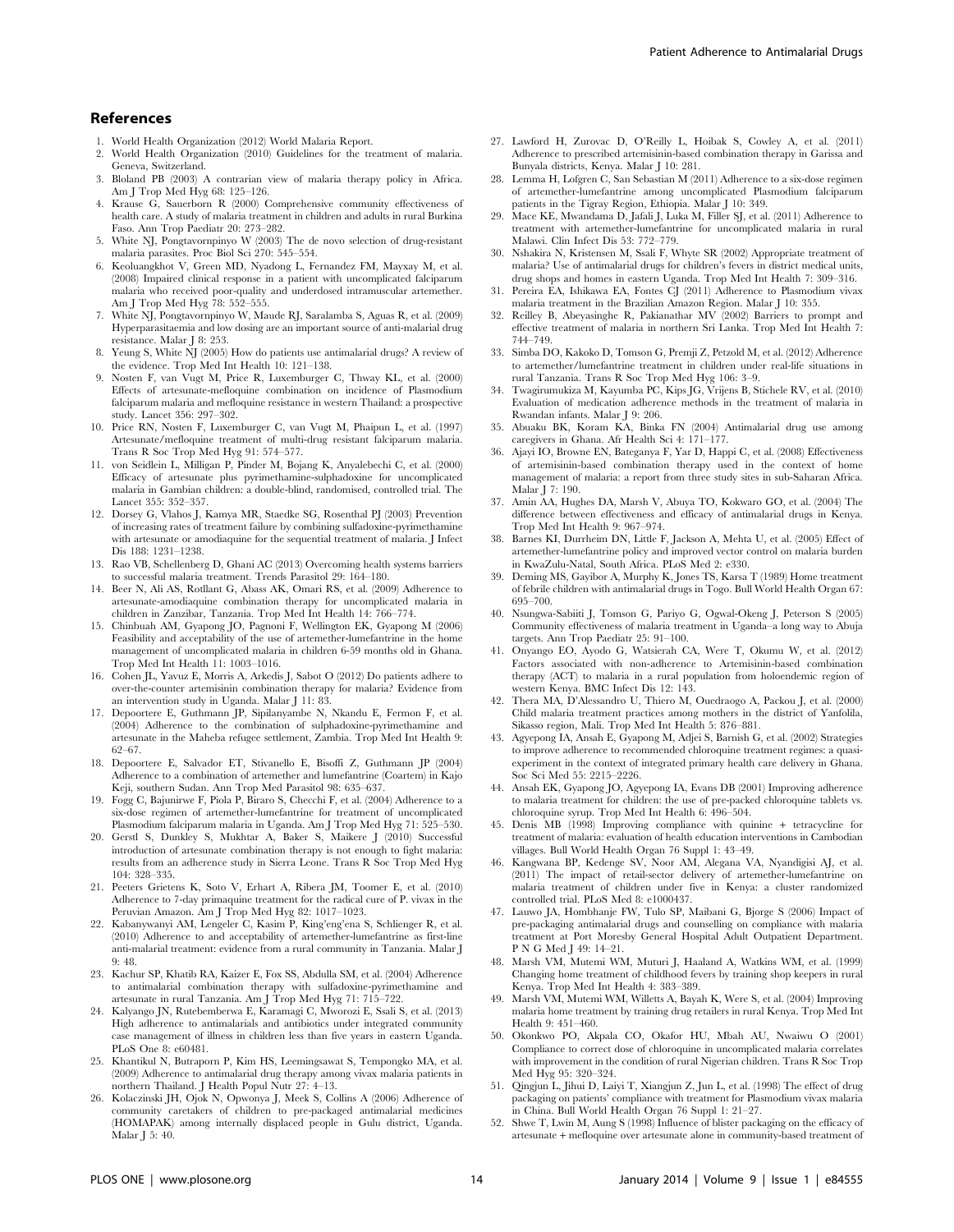## References

1. World Health Organization (2012) World Malaria Report.
2. World Health Organization (2010) Guidelines for the treatment of malaria. Geneva, Switzerland.
3. Bloland PB (2003) A contrarian view of malaria therapy policy in Africa. Am J Trop Med Hyg 68: 125–126.
4. Krause G, Sauerborn R (2000) Comprehensive community effectiveness of health care. A study of malaria treatment in children and adults in rural Burkina Faso. Ann Trop Paediatr 20: 273–282.
5. White NJ, Pongtavornpinyo W (2003) The de novo selection of drug-resistant malaria parasites. Proc Biol Sci 270: 545–554.
6. Keoluangkhot V, Green MD, Nyadong L, Fernandez FM, Mayxay M, et al. (2008) Impaired clinical response in a patient with uncomplicated falciparum malaria who received poor-quality and underdosed intramuscular artemether. Am J Trop Med Hyg 78: 552–555.
7. White NJ, Pongtavornpinyo W, Maude RJ, Saralamba S, Aguas R, et al. (2009) Hyperparasitaemia and low dosing are an important source of anti-malarial drug resistance. Malar J 8: 253.
8. Yeung S, White NJ (2005) How do patients use antimalarial drugs? A review of the evidence. Trop Med Int Health 10: 121–138.
9. Nosten F, van Vugt M, Price R, Luxemburger C, Thway KL, et al. (2000) Effects of artesunate-mefloquine combination on incidence of Plasmodium falciparum malaria and mefloquine resistance in western Thailand: a prospective study. Lancet 356: 297–302.
10. Price RN, Nosten F, Luxemburger C, van Vugt M, Phaipun L, et al. (1997) Artesunate/mefloquine treatment of multi-drug resistant falciparum malaria. Trans R Soc Trop Med Hyg 91: 574–577.
11. von Seidlein L, Milligan P, Pinder M, Bojang K, Anyalebechi C, et al. (2000) Efficacy of artesunate plus pyrimethamine-sulphadoxine for uncomplicated malaria in Gambian children: a double-blind, randomised, controlled trial. The Lancet 355: 352–357.
12. Dorsey G, Vlahos J, Kamya MR, Staedke SG, Rosenthal PJ (2003) Prevention of increasing rates of treatment failure by combining sulfadoxine-pyrimethamine with artesunate or amodiaquine for the sequential treatment of malaria. J Infect Dis 188: 1231–1238.
13. Rao VB, Schellenberg D, Ghani AC (2013) Overcoming health systems barriers to successful malaria treatment. Trends Parasitol 29: 164–180.
14. Beer N, Ali AS, Rotllant G, Abass AK, Omari RS, et al. (2009) Adherence to artesunate-amodiaquine combination therapy for uncomplicated malaria in children in Zanzibar, Tanzania. Trop Med Int Health 14: 766–774.
15. Chinbuah AM, Gyapong JO, Pagnoni F, Wellington EK, Gyapong M (2006) Feasibility and acceptability of the use of artemether-lumefantrine in the home management of uncomplicated malaria in children 6-59 months old in Ghana. Trop Med Int Health 11: 1003–1016.
16. Cohen JL, Yavuz E, Morris A, Arkedis J, Sabot O (2012) Do patients adhere to over-the-counter artemisinin combination therapy for malaria? Evidence from an intervention study in Uganda. Malar J 11: 83.
17. Depoortere E, Guthmann JP, Sipilanyambe N, Nkandu E, Fermon F, et al. (2004) Adherence to the combination of sulphadoxine-pyrimethamine and artesunate in the Maheba refugee settlement, Zambia. Trop Med Int Health 9: 62–67.
18. Depoortere E, Salvador ET, Stivanello E, Bisoffi Z, Guthmann JP (2004) Adherence to a combination of artemether and lumefantrine (Coartem) in Kajo Keji, southern Sudan. Ann Trop Med Parasitol 98: 635–637.
19. Fogg C, Bajunirwe F, Piola P, Biraro S, Checchi F, et al. (2004) Adherence to a six-dose regimen of artemether-lumefantrine for treatment of uncomplicated Plasmodium falciparum malaria in Uganda. Am J Trop Med Hyg 71: 525–530.
20. Gerstl S, Dunkley S, Mukhtar A, Baker S, Maikere J (2010) Successful introduction of artesunate combination therapy is not enough to fight malaria: results from an adherence study in Sierra Leone. Trans R Soc Trop Med Hyg 104: 328–335.
21. Peeters Grietens K, Soto V, Erhart A, Ribera JM, Toomer E, et al. (2010) Adherence to 7-day primaquine treatment for the radical cure of P. vivax in the Peruvian Amazon. Am J Trop Med Hyg 82: 1017–1023.
22. Kabanywanyi AM, Lengeler C, Kasim P, King'eng'ena S, Schlienger R, et al. (2010) Adherence to and acceptability of artemether-lumefantrine as first-line anti-malarial treatment: evidence from a rural community in Tanzania. Malar J 9: 48.
23. Kachur SP, Khatib RA, Kaizer E, Fox SS, Abdulla SM, et al. (2004) Adherence to antimalarial combination therapy with sulfadoxine-pyrimethamine and artesunate in rural Tanzania. Am J Trop Med Hyg 71: 715–722.
24. Kalyango JN, Rutebemberwa E, Karamagi C, Mworozi E, Ssali S, et al. (2013) High adherence to antimalarials and antibiotics under integrated community case management of illness in children less than five years in eastern Uganda. PLoS One 8: e60481.
25. Khantikul N, Butraporn P, Kim HS, Leemingsawat S, Tempongko MA, et al. (2009) Adherence to antimalarial drug therapy among vivax malaria patients in northern Thailand. J Health Popul Nutr 27: 4–13.
26. Kolaczinski JH, Ojok N, Opwonya J, Meek S, Collins A (2006) Adherence of community caretakers of children to pre-packaged antimalarial medicines (HOMAPAK) among internally displaced people in Gulu district, Uganda. Malar J 5: 40.
27. Lawford H, Zurovac D, O'Reilly L, Hoibak S, Cowley A, et al. (2011) Adherence to prescribed artemisinin-based combination therapy in Garissa and Bunyala districts, Kenya. Malar J 10: 281.
28. Lemma H, Lofgren C, San Sebastian M (2011) Adherence to a six-dose regimen of artemether-lumefantrine among uncomplicated Plasmodium falciparum patients in the Tigray Region, Ethiopia. Malar J 10: 349.
29. Mace KE, Mwandama D, Jafali J, Luka M, Filler SJ, et al. (2011) Adherence to treatment with artemether-lumefantrine for uncomplicated malaria in rural Malawi. Clin Infect Dis 53: 772–779.
30. Nshakira N, Kristensen M, Ssali F, Whyte SR (2002) Appropriate treatment of malaria? Use of antimalarial drugs for children's fevers in district medical units, drug shops and homes in eastern Uganda. Trop Med Int Health 7: 309–316.
31. Pereira EA, Ishikawa EA, Fontes CJ (2011) Adherence to Plasmodium vivax malaria treatment in the Brazilian Amazon Region. Malar J 10: 355.
32. Reilley B, Abeyasinghe R, Pakianathar MV (2002) Barriers to prompt and effective treatment of malaria in northern Sri Lanka. Trop Med Int Health 7: 744–749.
33. Simba DO, Kakoko D, Tomson G, Premji Z, Petzold M, et al. (2012) Adherence to artemether/lumefantrine treatment in children under real-life situations in rural Tanzania. Trans R Soc Trop Med Hyg 106: 3–9.
34. Twagirumukiza M, Kayumba PC, Kips JG, Vrijens B, Stichele RV, et al. (2010) Evaluation of medication adherence methods in the treatment of malaria in Rwandan infants. Malar J 9: 206.
35. Abuaku BK, Koram KA, Binka FN (2004) Antimalarial drug use among caregivers in Ghana. Afr Health Sci 4: 171–177.
36. Ajayi IO, Browne EN, Bateganya F, Yar D, Happi C, et al. (2008) Effectiveness of artemisinin-based combination therapy used in the context of home management of malaria: a report from three study sites in sub-Saharan Africa. Malar J 7: 190.
37. Amin AA, Hughes DA, Marsh V, Abuya TO, Kokwaro GO, et al. (2004) The difference between effectiveness and efficacy of antimalarial drugs in Kenya. Trop Med Int Health 9: 967–974.
38. Barnes KI, Durrheim DN, Little F, Jackson A, Mehta U, et al. (2005) Effect of artemether-lumefantrine policy and improved vector control on malaria burden in KwaZulu-Natal, South Africa. PLoS Med 2: e330.
39. Deming MS, Gayibor A, Murphy K, Jones TS, Karsa T (1989) Home treatment of febrile children with antimalarial drugs in Togo. Bull World Health Organ 67: 695–700.
40. Nsungwa-Sabiiti J, Tomson G, Pariyo G, Ogwal-Okeng J, Peterson S (2005) Community effectiveness of malaria treatment in Uganda–a long way to Abuja targets. Ann Trop Paediatr 25: 91–100.
41. Onyango EO, Ayodo G, Watsierah CA, Were T, Okumu W, et al. (2012) Factors associated with non-adherence to Artemisinin-based combination therapy (ACT) to malaria in a rural population from holoendemic region of western Kenya. BMC Infect Dis 12: 143.
42. Thera MA, D'Alessandro U, Thiero M, Ouedraogo A, Packou J, et al. (2000) Child malaria treatment practices among mothers in the district of Yanfolila, Sikasso region, Mali. Trop Med Int Health 5: 876–881.
43. Agyepong IA, Ansah E, Gyapong M, Adjei S, Barnish G, et al. (2002) Strategies to improve adherence to recommended chloroquine treatment regimes: a quasi-experiment in the context of integrated primary health care delivery in Ghana. Soc Sci Med 55: 2215–2226.
44. Ansah EK, Gyapong JO, Agyepong IA, Evans DB (2001) Improving adherence to malaria treatment for children: the use of pre-packed chloroquine tablets vs. chloroquine syrup. Trop Med Int Health 6: 496–504.
45. Denis MB (1998) Improving compliance with quinine + tetracycline for treatment of malaria: evaluation of health education interventions in Cambodian villages. Bull World Health Organ 76 Suppl 1: 43–49.
46. Kangwana BP, Kedenge SV, Noor AM, Alegana VA, Nyandigisi AJ, et al. (2011) The impact of retail-sector delivery of artemether-lumefantrine on malaria treatment of children under five in Kenya: a cluster randomized controlled trial. PLoS Med 8: e1000437.
47. Lauwo JA, Hombhanje FW, Tulo SP, Maibani G, Bjorge S (2006) Impact of pre-packaging antimalarial drugs and counselling on compliance with malaria treatment at Port Moresby General Hospital Adult Outpatient Department. P N G Med J 49: 14–21.
48. Marsh VM, Mutemi WM, Muturi J, Haaland A, Watkins WM, et al. (1999) Changing home treatment of childhood fevers by training shop keepers in rural Kenya. Trop Med Int Health 4: 383–389.
49. Marsh VM, Mutemi WM, Willetts A, Bayah K, Were S, et al. (2004) Improving malaria home treatment by training drug retailers in rural Kenya. Trop Med Int Health 9: 451–460.
50. Okonkwo PO, Akpala CO, Okafor HU, Mbah AU, Nwaiwu O (2001) Compliance to correct dose of chloroquine in uncomplicated malaria correlates with improvement in the condition of rural Nigerian children. Trans R Soc Trop Med Hyg 95: 320–324.
51. Qingjun L, Jihui D, Laiyi T, Xiangjun Z, Jun L, et al. (1998) The effect of drug packaging on patients' compliance with treatment for Plasmodium vivax malaria in China. Bull World Health Organ 76 Suppl 1: 21–27.
52. Shwe T, Lwin M, Aung S (1998) Influence of blister packaging on the efficacy of artesunate + mefloquine over artesunate alone in community-based treatment of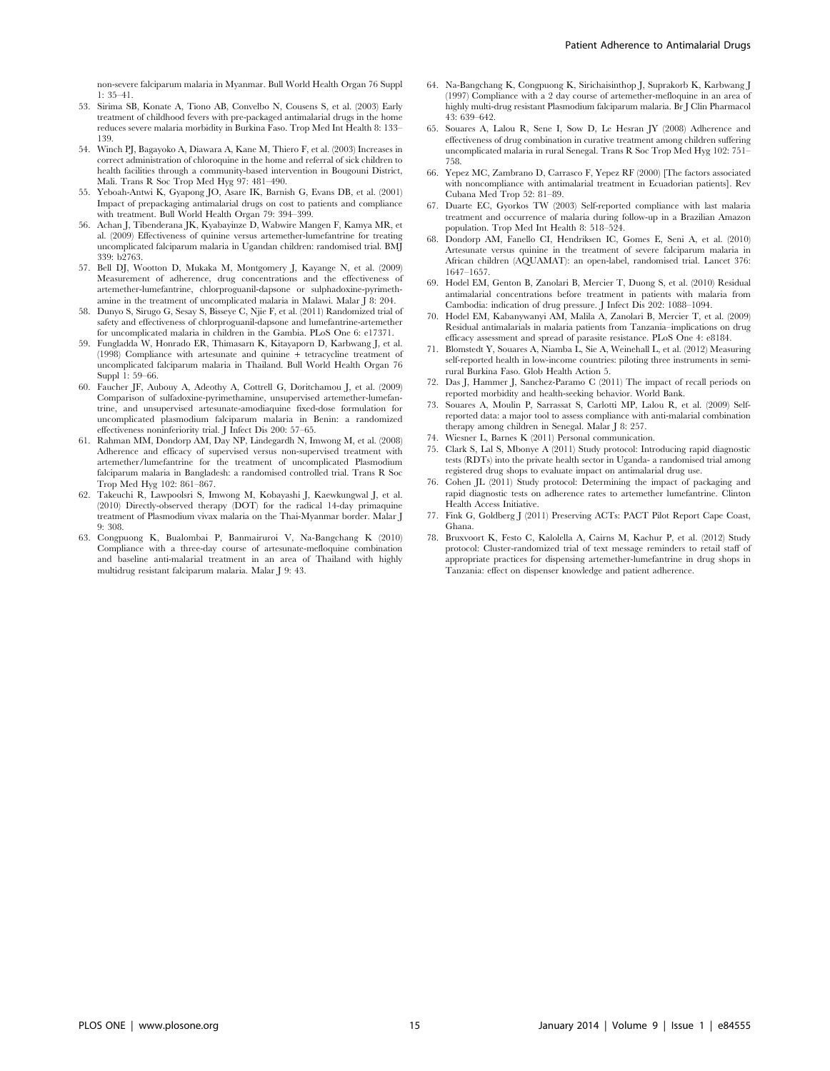non-severe falciparum malaria in Myanmar. Bull World Health Organ 76 Suppl 1: 35–41.

53. Sirima SB, Konate A, Tiono AB, Convelbo N, Cousens S, et al. (2003) Early treatment of childhood fevers with pre-packaged antimalarial drugs in the home reduces severe malaria morbidity in Burkina Faso. Trop Med Int Health 8: 133–139.
54. Winch PJ, Bagayoko A, Diawara A, Kane M, Thiero F, et al. (2003) Increases in correct administration of chloroquine in the home and referral of sick children to health facilities through a community-based intervention in Bougouni District, Mali. Trans R Soc Trop Med Hyg 97: 481–490.
55. Yeboah-Antwi K, Gyapong JO, Asare IK, Barnish G, Evans DB, et al. (2001) Impact of prepackaging antimalarial drugs on cost to patients and compliance with treatment. Bull World Health Organ 79: 394–399.
56. Achan J, Tibenderana JK, Kyabayinze D, Wabwire Mangen F, Kamya MR, et al. (2009) Effectiveness of quinine versus artemether-lumefantrine for treating uncomplicated falciparum malaria in Ugandan children: randomised trial. BMJ 339: b2763.
57. Bell DJ, Wootton D, Mukaka M, Montgomery J, Kayange N, et al. (2009) Measurement of adherence, drug concentrations and the effectiveness of artemether-lumefantrine, chlorproguanil-dapsone or sulphadoxine-pyrimethamine in the treatment of uncomplicated malaria in Malawi. Malar J 8: 204.
58. Dunyo S, Sirugo G, Sesay S, Bisseye C, Njie F, et al. (2011) Randomized trial of safety and effectiveness of chlorproguanil-dapsone and lumefantrine-artemether for uncomplicated malaria in children in the Gambia. PLoS One 6: e17371.
59. Fungladda W, Honrado ER, Thimasarn K, Kitayaporn D, Karbwang J, et al. (1998) Compliance with artesunate and quinine + tetracycline treatment of uncomplicated falciparum malaria in Thailand. Bull World Health Organ 76 Suppl 1: 59–66.
60. Faucher JF, Aubouy A, Adeothy A, Cottrell G, Doritchamou J, et al. (2009) Comparison of sulfadoxine-pyrimethamine, unsupervised artemether-lumefantrine, and unsupervised artesunate-amodiaquine fixed-dose formulation for uncomplicated plasmodium falciparum malaria in Benin: a randomized effectiveness noninferiority trial. J Infect Dis 200: 57–65.
61. Rahman MM, Dondorp AM, Day NP, Lindegardh N, Imwong M, et al. (2008) Adherence and efficacy of supervised versus non-supervised treatment with artemether/lumefantrine for the treatment of uncomplicated Plasmodium falciparum malaria in Bangladesh: a randomised controlled trial. Trans R Soc Trop Med Hyg 102: 861–867.
62. Takeuchi R, Lawpoolsri S, Imwong M, Kobayashi J, Kaewkungwal J, et al. (2010) Directly-observed therapy (DOT) for the radical 14-day primaquine treatment of Plasmodium vivax malaria on the Thai-Myanmar border. Malar J 9: 308.
63. Congpuong K, Bualombai P, Banmairuroi V, Na-Bangchang K (2010) Compliance with a three-day course of artesunate-mefloquine combination and baseline anti-malarial treatment in an area of Thailand with highly multidrug resistant falciparum malaria. Malar J 9: 43.
64. Na-Bangchang K, Congpuong K, Sirichaisinthop J, Suprakorb K, Karbwang J (1997) Compliance with a 2 day course of artemether-mefloquine in an area of highly multi-drug resistant Plasmodium falciparum malaria. Br J Clin Pharmacol 43: 639–642.
65. Souares A, Lalou R, Sene I, Sow D, Le Hesran JY (2008) Adherence and effectiveness of drug combination in curative treatment among children suffering uncomplicated malaria in rural Senegal. Trans R Soc Trop Med Hyg 102: 751–758.
66. Yepez MC, Zambrano D, Carrasco F, Yepez RF (2000) [The factors associated with noncompliance with antimalarial treatment in Ecuadorian patients]. Rev Cubana Med Trop 52: 81–89.
67. Duarte EC, Gyorkos TW (2003) Self-reported compliance with last malaria treatment and occurrence of malaria during follow-up in a Brazilian Amazon population. Trop Med Int Health 8: 518–524.
68. Dondorp AM, Fanello CI, Hendriksen IC, Gomes E, Seni A, et al. (2010) Artesunate versus quinine in the treatment of severe falciparum malaria in African children (AQUAMAT): an open-label, randomised trial. Lancet 376: 1647–1657.
69. Hodel EM, Genton B, Zanolari B, Mercier T, Duong S, et al. (2010) Residual antimalarial concentrations before treatment in patients with malaria from Cambodia: indication of drug pressure. J Infect Dis 202: 1088–1094.
70. Hodel EM, Kabanywanyi AM, Malila A, Zanolari B, Mercier T, et al. (2009) Residual antimalarials in malaria patients from Tanzania–implications on drug efficacy assessment and spread of parasite resistance. PLoS One 4: e8184.
71. Blomstedt Y, Souares A, Niamba L, Sie A, Weinehall L, et al. (2012) Measuring self-reported health in low-income countries: piloting three instruments in semi-rural Burkina Faso. Glob Health Action 5.
72. Das J, Hammer J, Sanchez-Paramo C (2011) The impact of recall periods on reported morbidity and health-seeking behavior. World Bank.
73. Souares A, Moulin P, Sarrassat S, Carlotti MP, Lalou R, et al. (2009) Self-reported data: a major tool to assess compliance with anti-malarial combination therapy among children in Senegal. Malar J 8: 257.
74. Wiesner L, Barnes K (2011) Personal communication.
75. Clark S, Lal S, Mbonye A (2011) Study protocol: Introducing rapid diagnostic tests (RDTs) into the private health sector in Uganda- a randomised trial among registered drug shops to evaluate impact on antimalarial drug use.
76. Cohen JL (2011) Study protocol: Determining the impact of packaging and rapid diagnostic tests on adherence rates to artemether lumefantrine. Clinton Health Access Initiative.
77. Fink G, Goldberg J (2011) Preserving ACTs: PACT Pilot Report Cape Coast, Ghana.
78. Bruxvoort K, Festo C, Kalolella A, Cairns M, Kachur P, et al. (2012) Study protocol: Cluster-randomized trial of text message reminders to retail staff of appropriate practices for dispensing artemether-lumefantrine in drug shops in Tanzania: effect on dispenser knowledge and patient adherence.